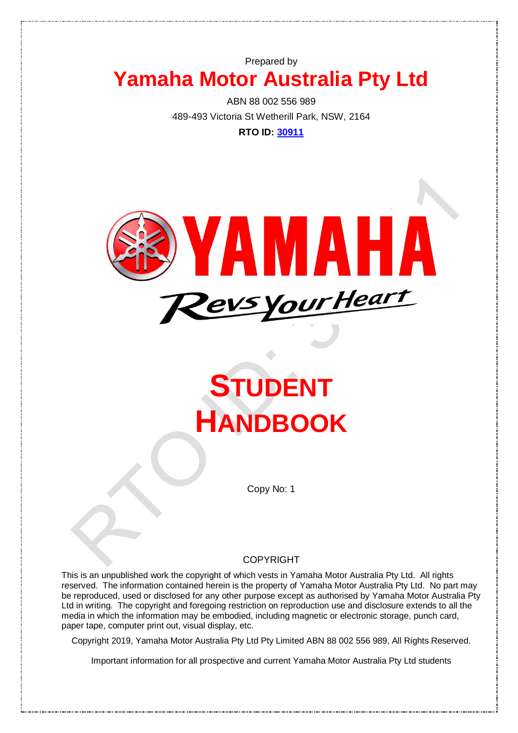Prepared by

# Yamaha Motor Australia Pty Ltd

ABN 88 002 556 989

489-493 Victoria St Wetherill Park, NSW, 2164

**RTO ID: [30911]**

YAMAHA

Revs Your Heart

# STUDENT HANDBOOK

Copy No: 1

COPYRIGHT

This is an unpublished work the copyright of which vests in Yamaha Motor Australia Pty Ltd. All rights reserved. The information contained herein is the property of Yamaha Motor Australia Pty Ltd. No part may be reproduced, used or disclosed for any other purpose except as authorised by Yamaha Motor Australia Pty Ltd in writing. The copyright and foregoing restriction on reproduction use and disclosure extends to all the media in which the information may be embodied, including magnetic or electronic storage, punch card, paper tape, computer print out, visual display, etc.

Copyright 2019, Yamaha Motor Australia Pty Ltd Pty Limited ABN 88 002 556 989, All Rights Reserved.

Important information for all prospective and current Yamaha Motor Australia Pty Ltd students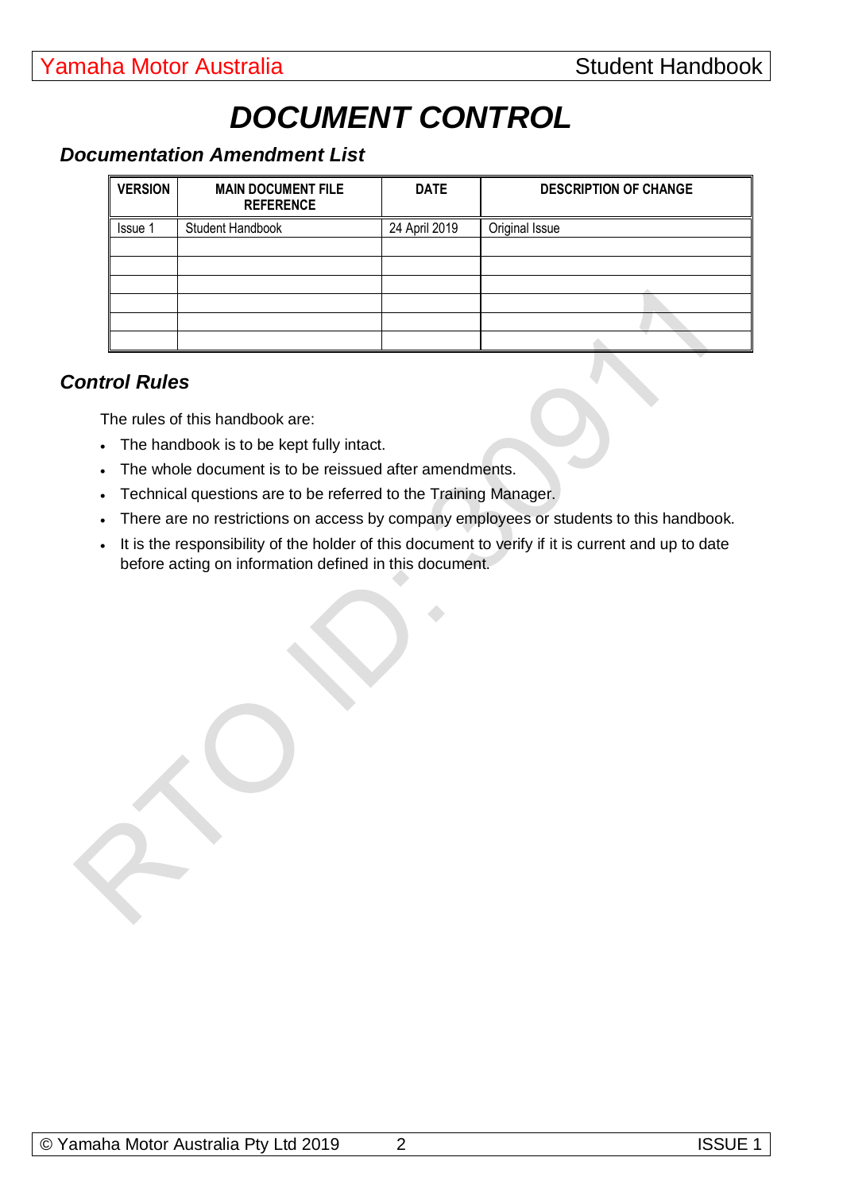# DOCUMENT CONTROL

## Documentation Amendment List

| VERSION | MAIN DOCUMENT FILE REFERENCE | DATE | DESCRIPTION OF CHANGE |
|---|---|---|---|
| Issue 1 | Student Handbook | 24 April 2019 | Original Issue |
| | | | |
| | | | |
| | | | |
| | | | |
| | | | |
| | | | |

## Control Rules

The rules of this handbook are:

- The handbook is to be kept fully intact.
- The whole document is to be reissued after amendments.
- Technical questions are to be referred to the Training Manager.
- There are no restrictions on access by company employees or students to this handbook.
- It is the responsibility of the holder of this document to verify if it is current and up to date before acting on information defined in this document.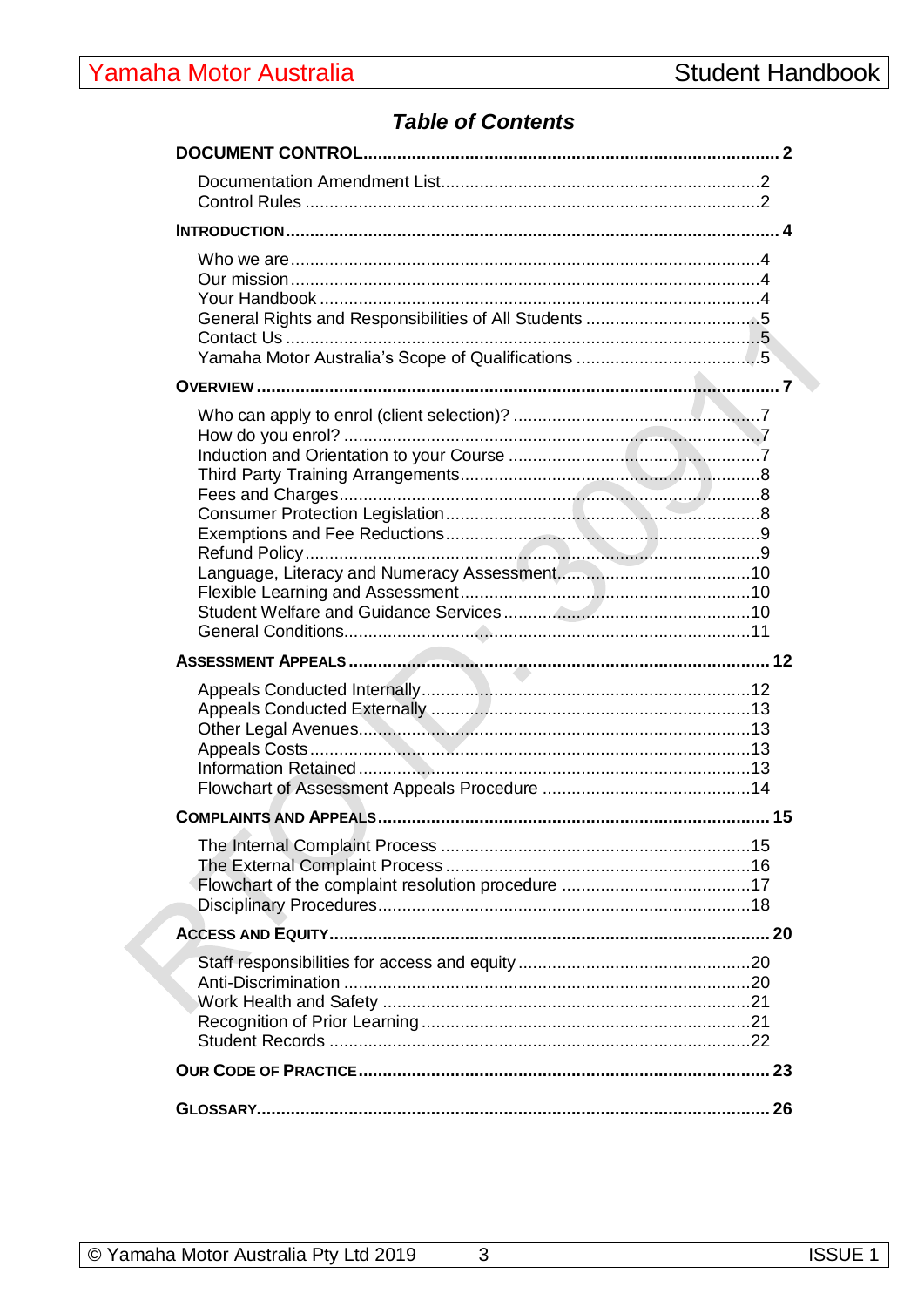# *Table of Contents*

**DOCUMENT CONTROL ..................................................................................... 2**

- Documentation Amendment List ................................................................. 2
- Control Rules ............................................................................................. 2

**INTRODUCTION ............................................................................................ 4**

- Who we are ................................................................................................ 4
- Our mission ................................................................................................ 4
- Your Handbook .......................................................................................... 4
- General Rights and Responsibilities of All Students .................................. 5
- Contact Us ................................................................................................. 5
- Yamaha Motor Australia's Scope of Qualifications ..................................... 5

**OVERVIEW .................................................................................................... 7**

- Who can apply to enrol (client selection)? ................................................. 7
- How do you enrol? ..................................................................................... 7
- Induction and Orientation to your Course .................................................. 7
- Third Party Training Arrangements ............................................................. 8
- Fees and Charges ...................................................................................... 8
- Consumer Protection Legislation ................................................................ 8
- Exemptions and Fee Reductions ................................................................ 9
- Refund Policy ............................................................................................. 9
- Language, Literacy and Numeracy Assessment ........................................ 10
- Flexible Learning and Assessment ............................................................ 10
- Student Welfare and Guidance Services .................................................. 10
- General Conditions ................................................................................... 11

**ASSESSMENT APPEALS ............................................................................ 12**

- Appeals Conducted Internally .................................................................. 12
- Appeals Conducted Externally ................................................................. 13
- Other Legal Avenues ................................................................................ 13
- Appeals Costs .......................................................................................... 13
- Information Retained ................................................................................ 13
- Flowchart of Assessment Appeals Procedure ........................................... 14

**COMPLAINTS AND APPEALS ..................................................................... 15**

- The Internal Complaint Process ................................................................ 15
- The External Complaint Process .............................................................. 16
- Flowchart of the complaint resolution procedure ...................................... 17
- Disciplinary Procedures ............................................................................ 18

**ACCESS AND EQUITY ................................................................................. 20**

- Staff responsibilities for access and equity ............................................... 20
- Anti-Discrimination ................................................................................... 20
- Work Health and Safety ............................................................................ 21
- Recognition of Prior Learning ................................................................... 21
- Student Records ....................................................................................... 22

**OUR CODE OF PRACTICE .......................................................................... 23**

**GLOSSARY .................................................................................................. 26**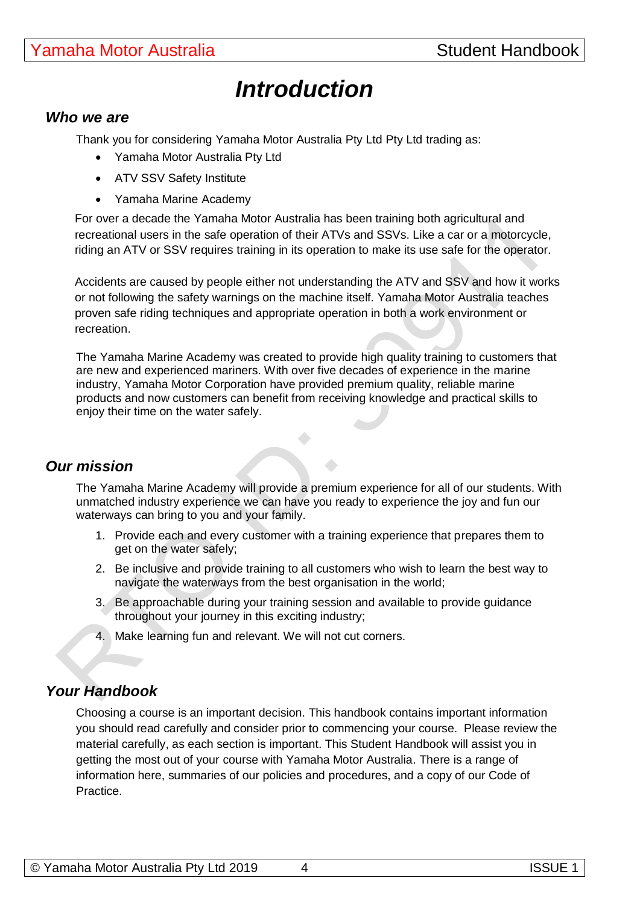# Introduction

## Who we are

Thank you for considering Yamaha Motor Australia Pty Ltd Pty Ltd trading as:

- Yamaha Motor Australia Pty Ltd
- ATV SSV Safety Institute
- Yamaha Marine Academy

For over a decade the Yamaha Motor Australia has been training both agricultural and recreational users in the safe operation of their ATVs and SSVs. Like a car or a motorcycle, riding an ATV or SSV requires training in its operation to make its use safe for the operator.

Accidents are caused by people either not understanding the ATV and SSV and how it works or not following the safety warnings on the machine itself. Yamaha Motor Australia teaches proven safe riding techniques and appropriate operation in both a work environment or recreation.

The Yamaha Marine Academy was created to provide high quality training to customers that are new and experienced mariners. With over five decades of experience in the marine industry, Yamaha Motor Corporation have provided premium quality, reliable marine products and now customers can benefit from receiving knowledge and practical skills to enjoy their time on the water safely.

## Our mission

The Yamaha Marine Academy will provide a premium experience for all of our students. With unmatched industry experience we can have you ready to experience the joy and fun our waterways can bring to you and your family.

1. Provide each and every customer with a training experience that prepares them to get on the water safely;
2. Be inclusive and provide training to all customers who wish to learn the best way to navigate the waterways from the best organisation in the world;
3. Be approachable during your training session and available to provide guidance throughout your journey in this exciting industry;
4. Make learning fun and relevant. We will not cut corners.

## Your Handbook

Choosing a course is an important decision. This handbook contains important information you should read carefully and consider prior to commencing your course. Please review the material carefully, as each section is important. This Student Handbook will assist you in getting the most out of your course with Yamaha Motor Australia. There is a range of information here, summaries of our policies and procedures, and a copy of our Code of Practice.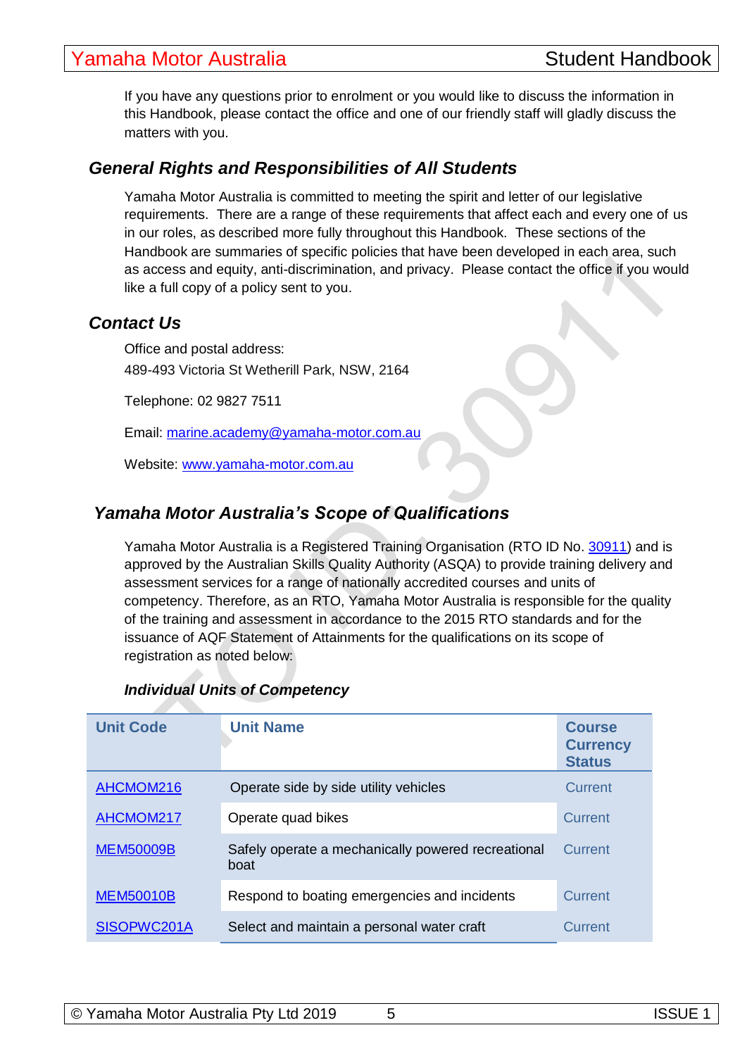If you have any questions prior to enrolment or you would like to discuss the information in this Handbook, please contact the office and one of our friendly staff will gladly discuss the matters with you.

## General Rights and Responsibilities of All Students

Yamaha Motor Australia is committed to meeting the spirit and letter of our legislative requirements. There are a range of these requirements that affect each and every one of us in our roles, as described more fully throughout this Handbook. These sections of the Handbook are summaries of specific policies that have been developed in each area, such as access and equity, anti-discrimination, and privacy. Please contact the office if you would like a full copy of a policy sent to you.

## Contact Us

Office and postal address:
489-493 Victoria St Wetherill Park, NSW, 2164

Telephone: 02 9827 7511

Email: marine.academy@yamaha-motor.com.au

Website: www.yamaha-motor.com.au

## Yamaha Motor Australia's Scope of Qualifications

Yamaha Motor Australia is a Registered Training Organisation (RTO ID No. 30911) and is approved by the Australian Skills Quality Authority (ASQA) to provide training delivery and assessment services for a range of nationally accredited courses and units of competency. Therefore, as an RTO, Yamaha Motor Australia is responsible for the quality of the training and assessment in accordance to the 2015 RTO standards and for the issuance of AQF Statement of Attainments for the qualifications on its scope of registration as noted below:

### Individual Units of Competency

| Unit Code | Unit Name | Course Currency Status |
|---|---|---|
| AHCMOM216 | Operate side by side utility vehicles | Current |
| AHCMOM217 | Operate quad bikes | Current |
| MEM50009B | Safely operate a mechanically powered recreational boat | Current |
| MEM50010B | Respond to boating emergencies and incidents | Current |
| SISOPWC201A | Select and maintain a personal water craft | Current |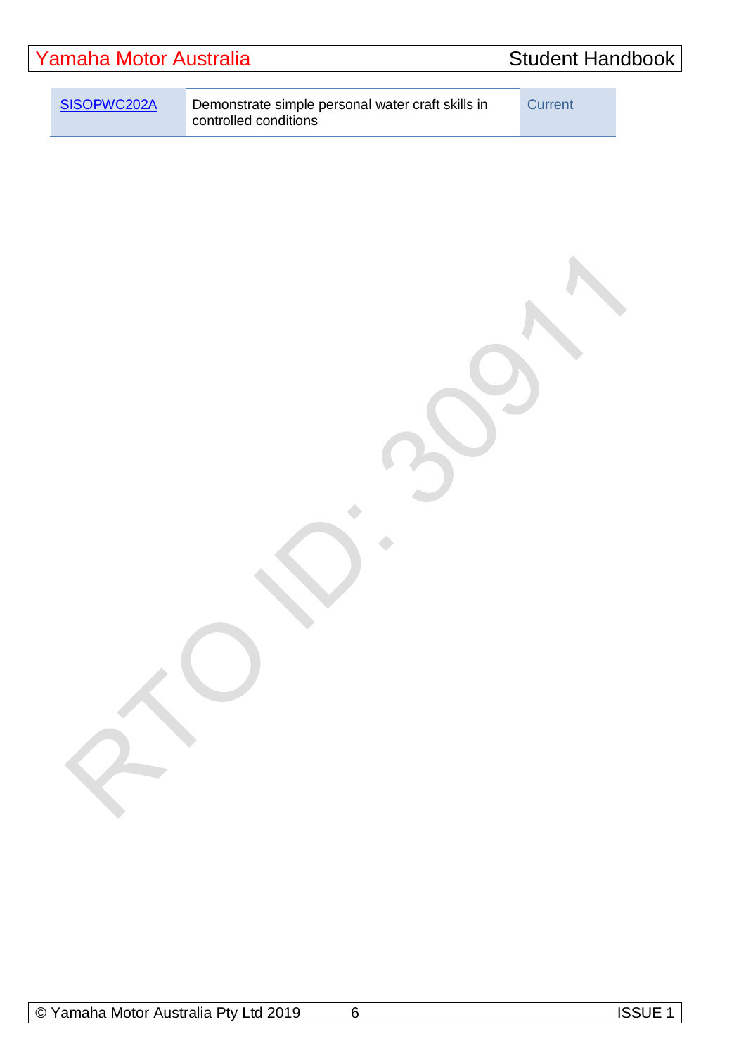| | | |
|---|---|---|
| SISOPWC202A | Demonstrate simple personal water craft skills in controlled conditions | Current |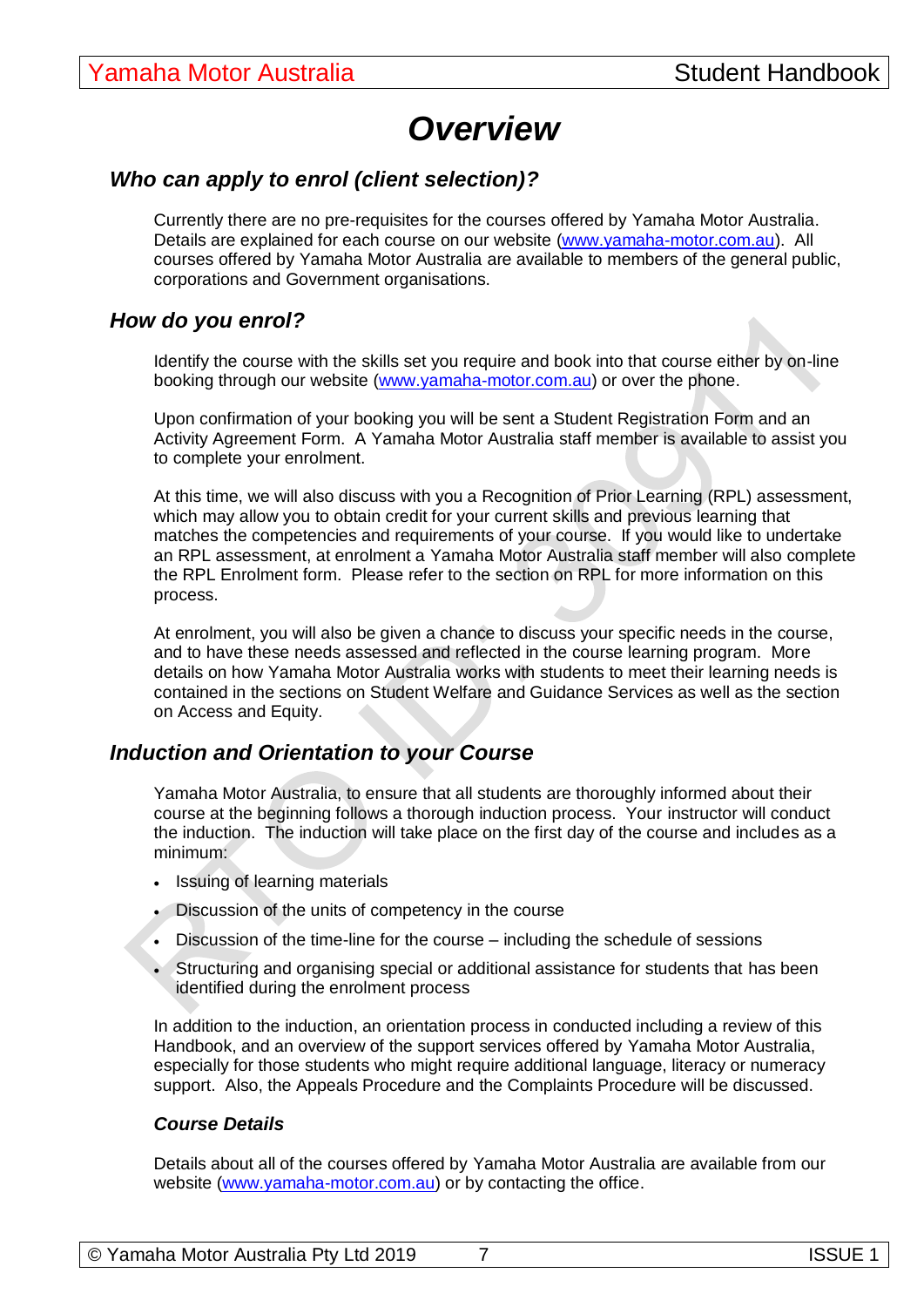# Overview

## Who can apply to enrol (client selection)?

Currently there are no pre-requisites for the courses offered by Yamaha Motor Australia. Details are explained for each course on our website (www.yamaha-motor.com.au). All courses offered by Yamaha Motor Australia are available to members of the general public, corporations and Government organisations.

## How do you enrol?

Identify the course with the skills set you require and book into that course either by on-line booking through our website (www.yamaha-motor.com.au) or over the phone.

Upon confirmation of your booking you will be sent a Student Registration Form and an Activity Agreement Form. A Yamaha Motor Australia staff member is available to assist you to complete your enrolment.

At this time, we will also discuss with you a Recognition of Prior Learning (RPL) assessment, which may allow you to obtain credit for your current skills and previous learning that matches the competencies and requirements of your course. If you would like to undertake an RPL assessment, at enrolment a Yamaha Motor Australia staff member will also complete the RPL Enrolment form. Please refer to the section on RPL for more information on this process.

At enrolment, you will also be given a chance to discuss your specific needs in the course, and to have these needs assessed and reflected in the course learning program. More details on how Yamaha Motor Australia works with students to meet their learning needs is contained in the sections on Student Welfare and Guidance Services as well as the section on Access and Equity.

## Induction and Orientation to your Course

Yamaha Motor Australia, to ensure that all students are thoroughly informed about their course at the beginning follows a thorough induction process. Your instructor will conduct the induction. The induction will take place on the first day of the course and includes as a minimum:

- Issuing of learning materials
- Discussion of the units of competency in the course
- Discussion of the time-line for the course – including the schedule of sessions
- Structuring and organising special or additional assistance for students that has been identified during the enrolment process

In addition to the induction, an orientation process in conducted including a review of this Handbook, and an overview of the support services offered by Yamaha Motor Australia, especially for those students who might require additional language, literacy or numeracy support. Also, the Appeals Procedure and the Complaints Procedure will be discussed.

### Course Details

Details about all of the courses offered by Yamaha Motor Australia are available from our website (www.yamaha-motor.com.au) or by contacting the office.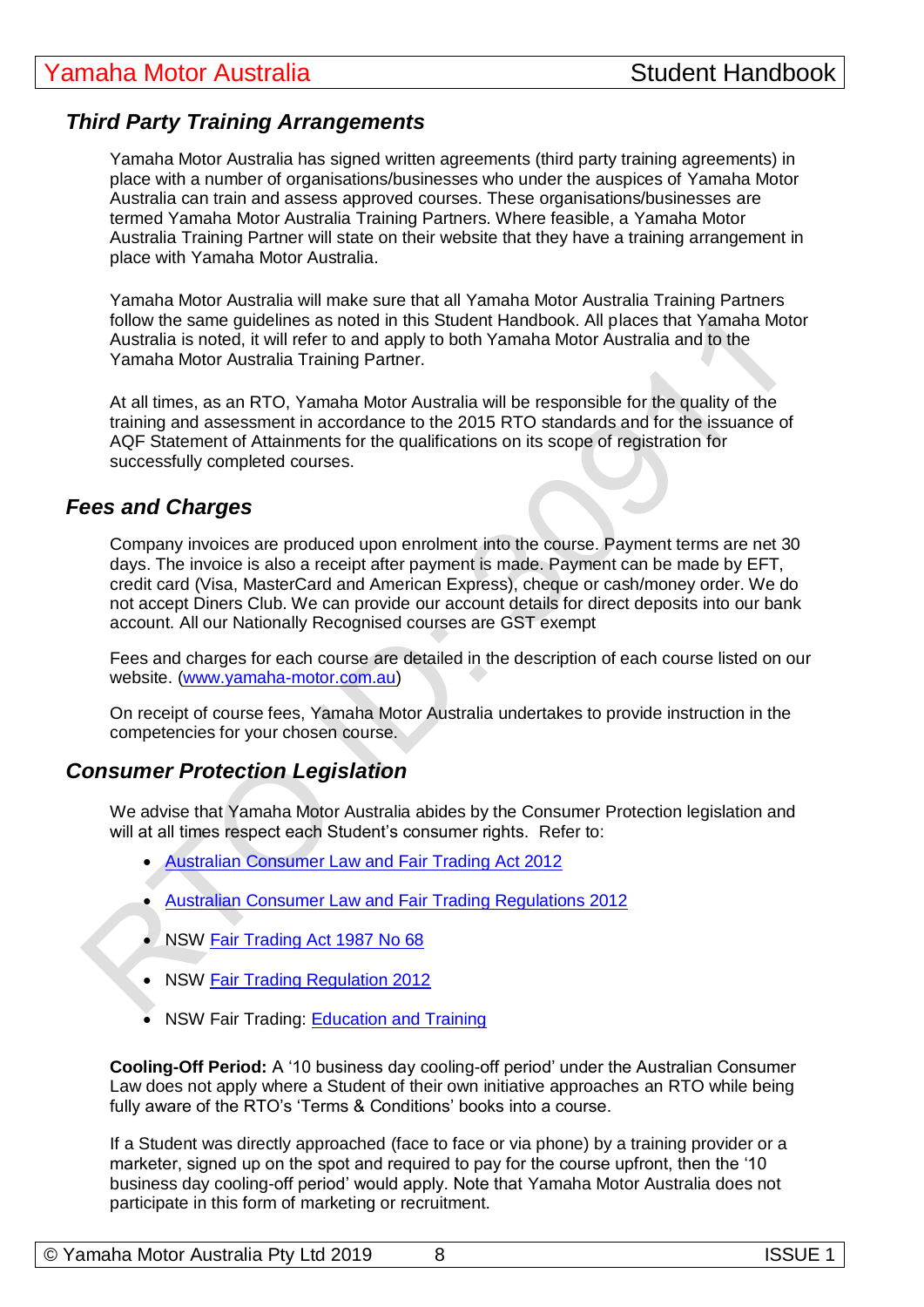## Third Party Training Arrangements

Yamaha Motor Australia has signed written agreements (third party training agreements) in place with a number of organisations/businesses who under the auspices of Yamaha Motor Australia can train and assess approved courses. These organisations/businesses are termed Yamaha Motor Australia Training Partners. Where feasible, a Yamaha Motor Australia Training Partner will state on their website that they have a training arrangement in place with Yamaha Motor Australia.

Yamaha Motor Australia will make sure that all Yamaha Motor Australia Training Partners follow the same guidelines as noted in this Student Handbook. All places that Yamaha Motor Australia is noted, it will refer to and apply to both Yamaha Motor Australia and to the Yamaha Motor Australia Training Partner.

At all times, as an RTO, Yamaha Motor Australia will be responsible for the quality of the training and assessment in accordance to the 2015 RTO standards and for the issuance of AQF Statement of Attainments for the qualifications on its scope of registration for successfully completed courses.

## Fees and Charges

Company invoices are produced upon enrolment into the course. Payment terms are net 30 days. The invoice is also a receipt after payment is made. Payment can be made by EFT, credit card (Visa, MasterCard and American Express), cheque or cash/money order. We do not accept Diners Club. We can provide our account details for direct deposits into our bank account. All our Nationally Recognised courses are GST exempt

Fees and charges for each course are detailed in the description of each course listed on our website. ([www.yamaha-motor.com.au](http://www.yamaha-motor.com.au))

On receipt of course fees, Yamaha Motor Australia undertakes to provide instruction in the competencies for your chosen course.

## Consumer Protection Legislation

We advise that Yamaha Motor Australia abides by the Consumer Protection legislation and will at all times respect each Student's consumer rights. Refer to:

- Australian Consumer Law and Fair Trading Act 2012
- Australian Consumer Law and Fair Trading Regulations 2012
- NSW Fair Trading Act 1987 No 68
- NSW Fair Trading Regulation 2012
- NSW Fair Trading: Education and Training

**Cooling-Off Period:** A '10 business day cooling-off period' under the Australian Consumer Law does not apply where a Student of their own initiative approaches an RTO while being fully aware of the RTO's 'Terms & Conditions' books into a course.

If a Student was directly approached (face to face or via phone) by a training provider or a marketer, signed up on the spot and required to pay for the course upfront, then the '10 business day cooling-off period' would apply. Note that Yamaha Motor Australia does not participate in this form of marketing or recruitment.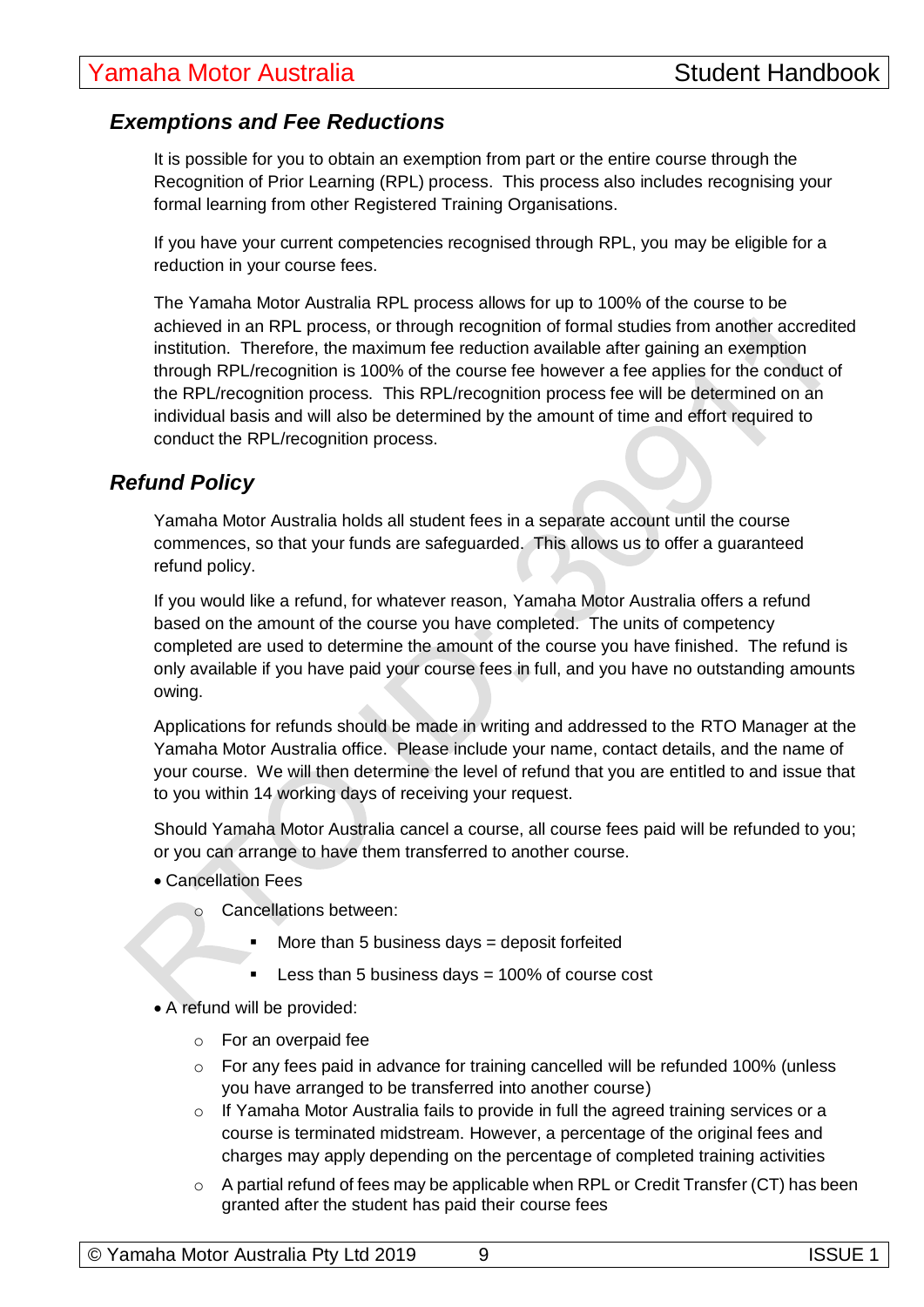## *Exemptions and Fee Reductions*

It is possible for you to obtain an exemption from part or the entire course through the Recognition of Prior Learning (RPL) process. This process also includes recognising your formal learning from other Registered Training Organisations.

If you have your current competencies recognised through RPL, you may be eligible for a reduction in your course fees.

The Yamaha Motor Australia RPL process allows for up to 100% of the course to be achieved in an RPL process, or through recognition of formal studies from another accredited institution. Therefore, the maximum fee reduction available after gaining an exemption through RPL/recognition is 100% of the course fee however a fee applies for the conduct of the RPL/recognition process. This RPL/recognition process fee will be determined on an individual basis and will also be determined by the amount of time and effort required to conduct the RPL/recognition process.

## *Refund Policy*

Yamaha Motor Australia holds all student fees in a separate account until the course commences, so that your funds are safeguarded. This allows us to offer a guaranteed refund policy.

If you would like a refund, for whatever reason, Yamaha Motor Australia offers a refund based on the amount of the course you have completed. The units of competency completed are used to determine the amount of the course you have finished. The refund is only available if you have paid your course fees in full, and you have no outstanding amounts owing.

Applications for refunds should be made in writing and addressed to the RTO Manager at the Yamaha Motor Australia office. Please include your name, contact details, and the name of your course. We will then determine the level of refund that you are entitled to and issue that to you within 14 working days of receiving your request.

Should Yamaha Motor Australia cancel a course, all course fees paid will be refunded to you; or you can arrange to have them transferred to another course.

- Cancellation Fees
  - Cancellations between:
    - More than 5 business days = deposit forfeited
    - Less than 5 business days = 100% of course cost
- A refund will be provided:
  - For an overpaid fee
  - For any fees paid in advance for training cancelled will be refunded 100% (unless you have arranged to be transferred into another course)
  - If Yamaha Motor Australia fails to provide in full the agreed training services or a course is terminated midstream. However, a percentage of the original fees and charges may apply depending on the percentage of completed training activities
  - A partial refund of fees may be applicable when RPL or Credit Transfer (CT) has been granted after the student has paid their course fees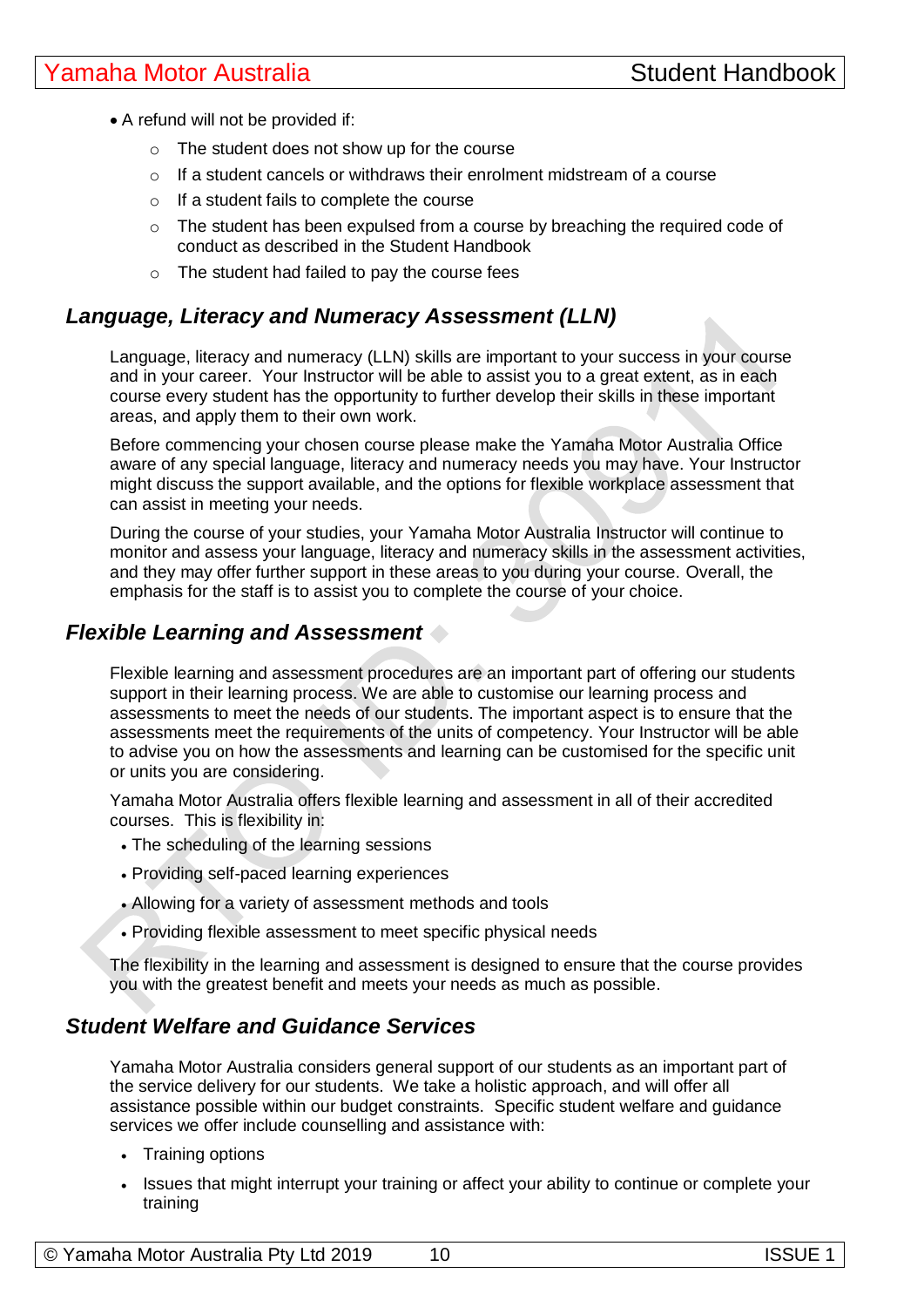- A refund will not be provided if:
  - The student does not show up for the course
  - If a student cancels or withdraws their enrolment midstream of a course
  - If a student fails to complete the course
  - The student has been expulsed from a course by breaching the required code of conduct as described in the Student Handbook
  - The student had failed to pay the course fees

## *Language, Literacy and Numeracy Assessment (LLN)*

Language, literacy and numeracy (LLN) skills are important to your success in your course and in your career. Your Instructor will be able to assist you to a great extent, as in each course every student has the opportunity to further develop their skills in these important areas, and apply them to their own work.

Before commencing your chosen course please make the Yamaha Motor Australia Office aware of any special language, literacy and numeracy needs you may have. Your Instructor might discuss the support available, and the options for flexible workplace assessment that can assist in meeting your needs.

During the course of your studies, your Yamaha Motor Australia Instructor will continue to monitor and assess your language, literacy and numeracy skills in the assessment activities, and they may offer further support in these areas to you during your course. Overall, the emphasis for the staff is to assist you to complete the course of your choice.

## *Flexible Learning and Assessment*

Flexible learning and assessment procedures are an important part of offering our students support in their learning process. We are able to customise our learning process and assessments to meet the needs of our students. The important aspect is to ensure that the assessments meet the requirements of the units of competency. Your Instructor will be able to advise you on how the assessments and learning can be customised for the specific unit or units you are considering.

Yamaha Motor Australia offers flexible learning and assessment in all of their accredited courses. This is flexibility in:

- The scheduling of the learning sessions
- Providing self-paced learning experiences
- Allowing for a variety of assessment methods and tools
- Providing flexible assessment to meet specific physical needs

The flexibility in the learning and assessment is designed to ensure that the course provides you with the greatest benefit and meets your needs as much as possible.

## *Student Welfare and Guidance Services*

Yamaha Motor Australia considers general support of our students as an important part of the service delivery for our students. We take a holistic approach, and will offer all assistance possible within our budget constraints. Specific student welfare and guidance services we offer include counselling and assistance with:

- Training options
- Issues that might interrupt your training or affect your ability to continue or complete your training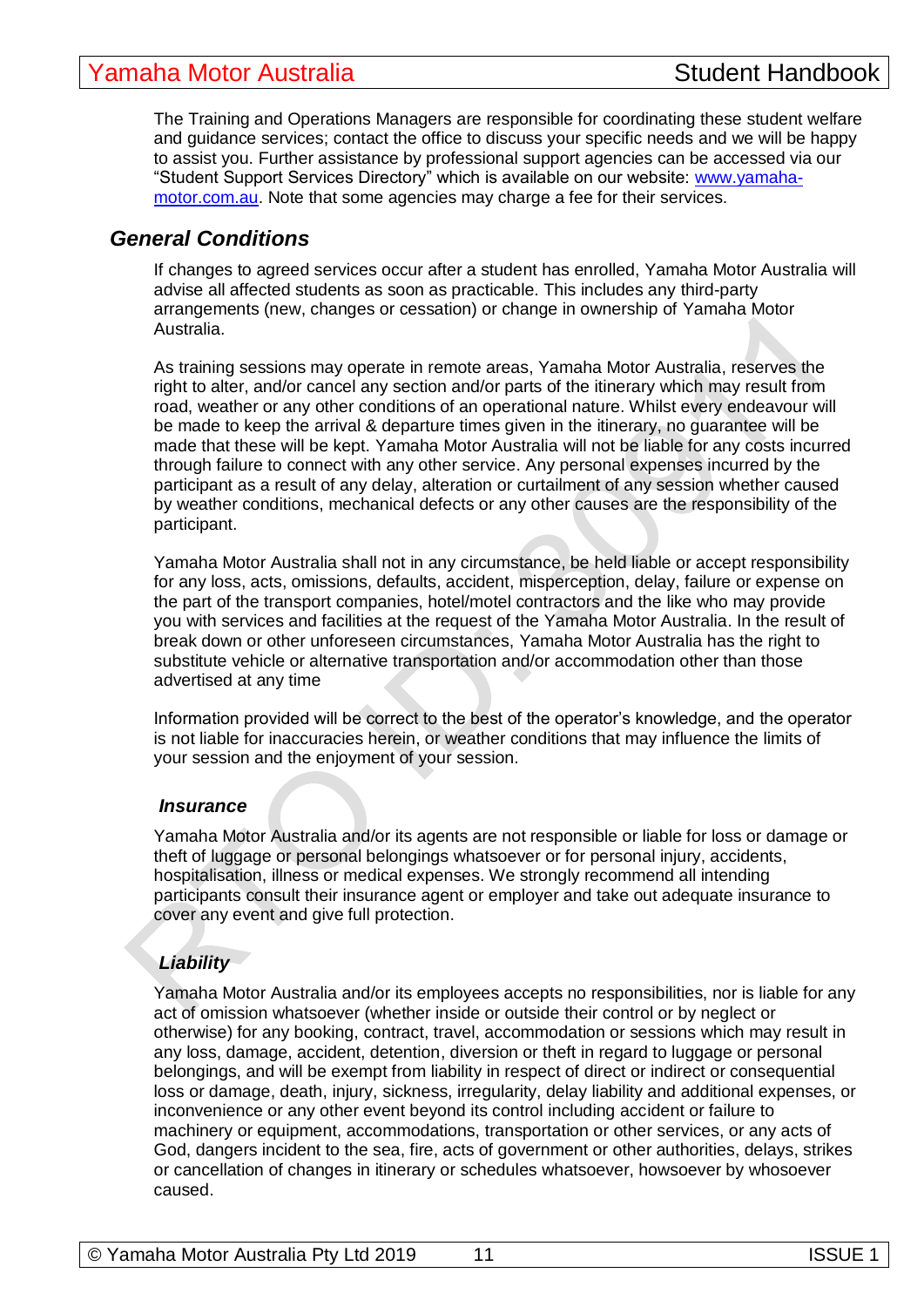The Training and Operations Managers are responsible for coordinating these student welfare and guidance services; contact the office to discuss your specific needs and we will be happy to assist you. Further assistance by professional support agencies can be accessed via our "Student Support Services Directory" which is available on our website: [www.yamaha-motor.com.au](http://www.yamaha-motor.com.au). Note that some agencies may charge a fee for their services.

## *General Conditions*

If changes to agreed services occur after a student has enrolled, Yamaha Motor Australia will advise all affected students as soon as practicable. This includes any third-party arrangements (new, changes or cessation) or change in ownership of Yamaha Motor Australia.

As training sessions may operate in remote areas, Yamaha Motor Australia, reserves the right to alter, and/or cancel any section and/or parts of the itinerary which may result from road, weather or any other conditions of an operational nature. Whilst every endeavour will be made to keep the arrival & departure times given in the itinerary, no guarantee will be made that these will be kept. Yamaha Motor Australia will not be liable for any costs incurred through failure to connect with any other service. Any personal expenses incurred by the participant as a result of any delay, alteration or curtailment of any session whether caused by weather conditions, mechanical defects or any other causes are the responsibility of the participant.

Yamaha Motor Australia shall not in any circumstance, be held liable or accept responsibility for any loss, acts, omissions, defaults, accident, misperception, delay, failure or expense on the part of the transport companies, hotel/motel contractors and the like who may provide you with services and facilities at the request of the Yamaha Motor Australia. In the result of break down or other unforeseen circumstances, Yamaha Motor Australia has the right to substitute vehicle or alternative transportation and/or accommodation other than those advertised at any time

Information provided will be correct to the best of the operator's knowledge, and the operator is not liable for inaccuracies herein, or weather conditions that may influence the limits of your session and the enjoyment of your session.

### *Insurance*

Yamaha Motor Australia and/or its agents are not responsible or liable for loss or damage or theft of luggage or personal belongings whatsoever or for personal injury, accidents, hospitalisation, illness or medical expenses. We strongly recommend all intending participants consult their insurance agent or employer and take out adequate insurance to cover any event and give full protection.

### *Liability*

Yamaha Motor Australia and/or its employees accepts no responsibilities, nor is liable for any act of omission whatsoever (whether inside or outside their control or by neglect or otherwise) for any booking, contract, travel, accommodation or sessions which may result in any loss, damage, accident, detention, diversion or theft in regard to luggage or personal belongings, and will be exempt from liability in respect of direct or indirect or consequential loss or damage, death, injury, sickness, irregularity, delay liability and additional expenses, or inconvenience or any other event beyond its control including accident or failure to machinery or equipment, accommodations, transportation or other services, or any acts of God, dangers incident to the sea, fire, acts of government or other authorities, delays, strikes or cancellation of changes in itinerary or schedules whatsoever, howsoever by whosoever caused.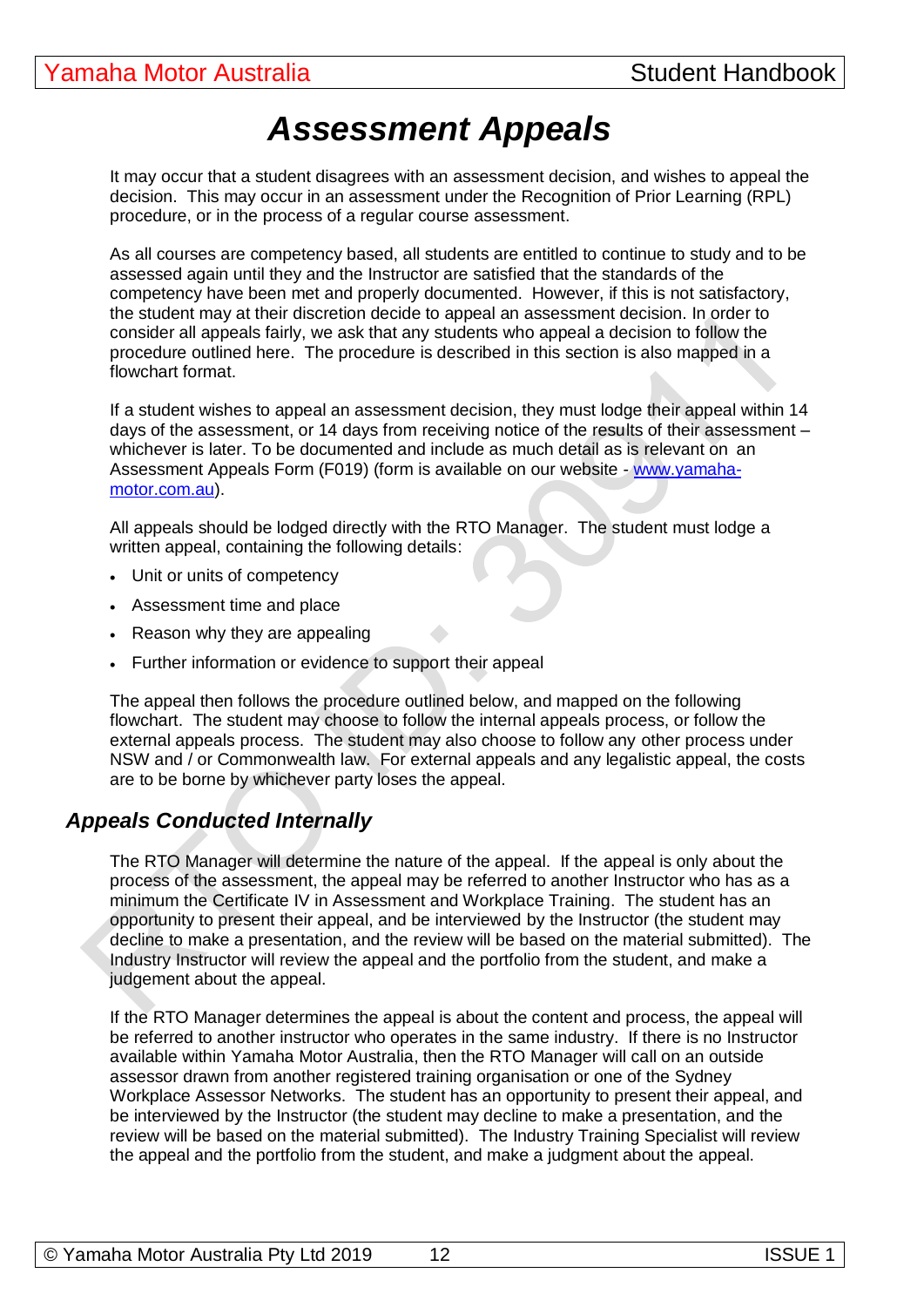# Assessment Appeals

It may occur that a student disagrees with an assessment decision, and wishes to appeal the decision. This may occur in an assessment under the Recognition of Prior Learning (RPL) procedure, or in the process of a regular course assessment.

As all courses are competency based, all students are entitled to continue to study and to be assessed again until they and the Instructor are satisfied that the standards of the competency have been met and properly documented. However, if this is not satisfactory, the student may at their discretion decide to appeal an assessment decision. In order to consider all appeals fairly, we ask that any students who appeal a decision to follow the procedure outlined here. The procedure is described in this section is also mapped in a flowchart format.

If a student wishes to appeal an assessment decision, they must lodge their appeal within 14 days of the assessment, or 14 days from receiving notice of the results of their assessment – whichever is later. To be documented and include as much detail as is relevant on an Assessment Appeals Form (F019) (form is available on our website - [www.yamaha-motor.com.au](www.yamaha-motor.com.au)).

All appeals should be lodged directly with the RTO Manager. The student must lodge a written appeal, containing the following details:

- Unit or units of competency
- Assessment time and place
- Reason why they are appealing
- Further information or evidence to support their appeal

The appeal then follows the procedure outlined below, and mapped on the following flowchart. The student may choose to follow the internal appeals process, or follow the external appeals process. The student may also choose to follow any other process under NSW and / or Commonwealth law. For external appeals and any legalistic appeal, the costs are to be borne by whichever party loses the appeal.

## Appeals Conducted Internally

The RTO Manager will determine the nature of the appeal. If the appeal is only about the process of the assessment, the appeal may be referred to another Instructor who has as a minimum the Certificate IV in Assessment and Workplace Training. The student has an opportunity to present their appeal, and be interviewed by the Instructor (the student may decline to make a presentation, and the review will be based on the material submitted). The Industry Instructor will review the appeal and the portfolio from the student, and make a judgement about the appeal.

If the RTO Manager determines the appeal is about the content and process, the appeal will be referred to another instructor who operates in the same industry. If there is no Instructor available within Yamaha Motor Australia, then the RTO Manager will call on an outside assessor drawn from another registered training organisation or one of the Sydney Workplace Assessor Networks. The student has an opportunity to present their appeal, and be interviewed by the Instructor (the student may decline to make a presentation, and the review will be based on the material submitted). The Industry Training Specialist will review the appeal and the portfolio from the student, and make a judgment about the appeal.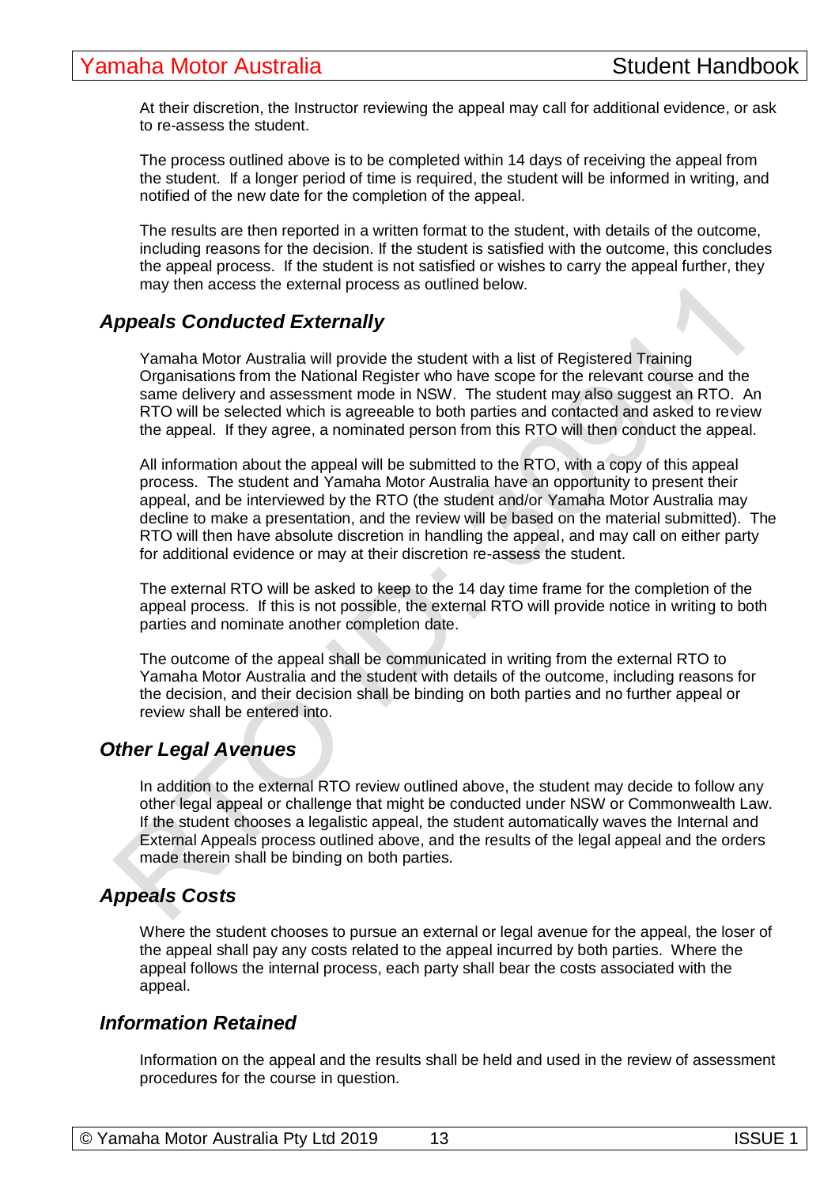At their discretion, the Instructor reviewing the appeal may call for additional evidence, or ask to re-assess the student.

The process outlined above is to be completed within 14 days of receiving the appeal from the student. If a longer period of time is required, the student will be informed in writing, and notified of the new date for the completion of the appeal.

The results are then reported in a written format to the student, with details of the outcome, including reasons for the decision. If the student is satisfied with the outcome, this concludes the appeal process. If the student is not satisfied or wishes to carry the appeal further, they may then access the external process as outlined below.

## *Appeals Conducted Externally*

Yamaha Motor Australia will provide the student with a list of Registered Training Organisations from the National Register who have scope for the relevant course and the same delivery and assessment mode in NSW. The student may also suggest an RTO. An RTO will be selected which is agreeable to both parties and contacted and asked to review the appeal. If they agree, a nominated person from this RTO will then conduct the appeal.

All information about the appeal will be submitted to the RTO, with a copy of this appeal process. The student and Yamaha Motor Australia have an opportunity to present their appeal, and be interviewed by the RTO (the student and/or Yamaha Motor Australia may decline to make a presentation, and the review will be based on the material submitted). The RTO will then have absolute discretion in handling the appeal, and may call on either party for additional evidence or may at their discretion re-assess the student.

The external RTO will be asked to keep to the 14 day time frame for the completion of the appeal process. If this is not possible, the external RTO will provide notice in writing to both parties and nominate another completion date.

The outcome of the appeal shall be communicated in writing from the external RTO to Yamaha Motor Australia and the student with details of the outcome, including reasons for the decision, and their decision shall be binding on both parties and no further appeal or review shall be entered into.

## *Other Legal Avenues*

In addition to the external RTO review outlined above, the student may decide to follow any other legal appeal or challenge that might be conducted under NSW or Commonwealth Law. If the student chooses a legalistic appeal, the student automatically waves the Internal and External Appeals process outlined above, and the results of the legal appeal and the orders made therein shall be binding on both parties.

## *Appeals Costs*

Where the student chooses to pursue an external or legal avenue for the appeal, the loser of the appeal shall pay any costs related to the appeal incurred by both parties. Where the appeal follows the internal process, each party shall bear the costs associated with the appeal.

## *Information Retained*

Information on the appeal and the results shall be held and used in the review of assessment procedures for the course in question.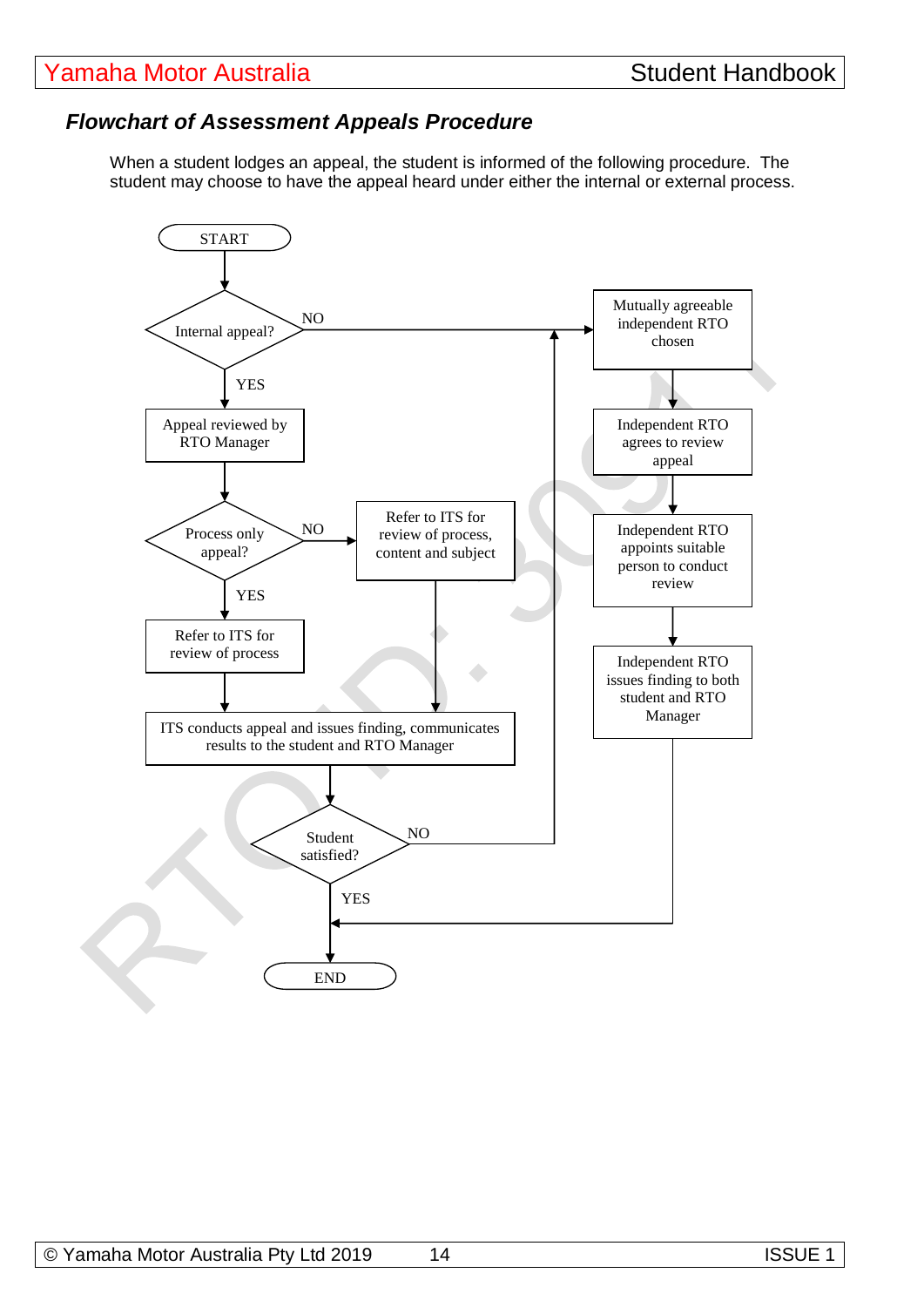### *Flowchart of Assessment Appeals Procedure*

When a student lodges an appeal, the student is informed of the following procedure. The student may choose to have the appeal heard under either the internal or external process.

START

Internal appeal?

NO → Mutually agreeable independent RTO chosen → Independent RTO agrees to review appeal → Independent RTO appoints suitable person to conduct review → Independent RTO issues finding to both student and RTO Manager → END

YES → Appeal reviewed by RTO Manager

Process only appeal?

NO → Refer to ITS for review of process, content and subject → ITS conducts appeal and issues finding, communicates results to the student and RTO Manager

YES → Refer to ITS for review of process → ITS conducts appeal and issues finding, communicates results to the student and RTO Manager

Student satisfied?

NO → Mutually agreeable independent RTO chosen

YES → END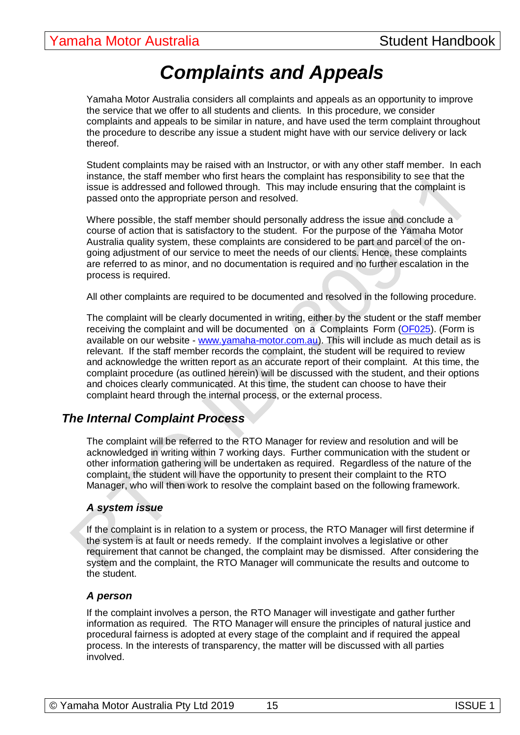# Complaints and Appeals

Yamaha Motor Australia considers all complaints and appeals as an opportunity to improve the service that we offer to all students and clients. In this procedure, we consider complaints and appeals to be similar in nature, and have used the term complaint throughout the procedure to describe any issue a student might have with our service delivery or lack thereof.

Student complaints may be raised with an Instructor, or with any other staff member. In each instance, the staff member who first hears the complaint has responsibility to see that the issue is addressed and followed through. This may include ensuring that the complaint is passed onto the appropriate person and resolved.

Where possible, the staff member should personally address the issue and conclude a course of action that is satisfactory to the student. For the purpose of the Yamaha Motor Australia quality system, these complaints are considered to be part and parcel of the on-going adjustment of our service to meet the needs of our clients. Hence, these complaints are referred to as minor, and no documentation is required and no further escalation in the process is required.

All other complaints are required to be documented and resolved in the following procedure.

The complaint will be clearly documented in writing, either by the student or the staff member receiving the complaint and will be documented on a Complaints Form (OF025). (Form is available on our website - www.yamaha-motor.com.au). This will include as much detail as is relevant. If the staff member records the complaint, the student will be required to review and acknowledge the written report as an accurate report of their complaint. At this time, the complaint procedure (as outlined herein) will be discussed with the student, and their options and choices clearly communicated. At this time, the student can choose to have their complaint heard through the internal process, or the external process.

## *The Internal Complaint Process*

The complaint will be referred to the RTO Manager for review and resolution and will be acknowledged in writing within 7 working days. Further communication with the student or other information gathering will be undertaken as required. Regardless of the nature of the complaint, the student will have the opportunity to present their complaint to the RTO Manager, who will then work to resolve the complaint based on the following framework.

### *A system issue*

If the complaint is in relation to a system or process, the RTO Manager will first determine if the system is at fault or needs remedy. If the complaint involves a legislative or other requirement that cannot be changed, the complaint may be dismissed. After considering the system and the complaint, the RTO Manager will communicate the results and outcome to the student.

### *A person*

If the complaint involves a person, the RTO Manager will investigate and gather further information as required. The RTO Manager will ensure the principles of natural justice and procedural fairness is adopted at every stage of the complaint and if required the appeal process. In the interests of transparency, the matter will be discussed with all parties involved.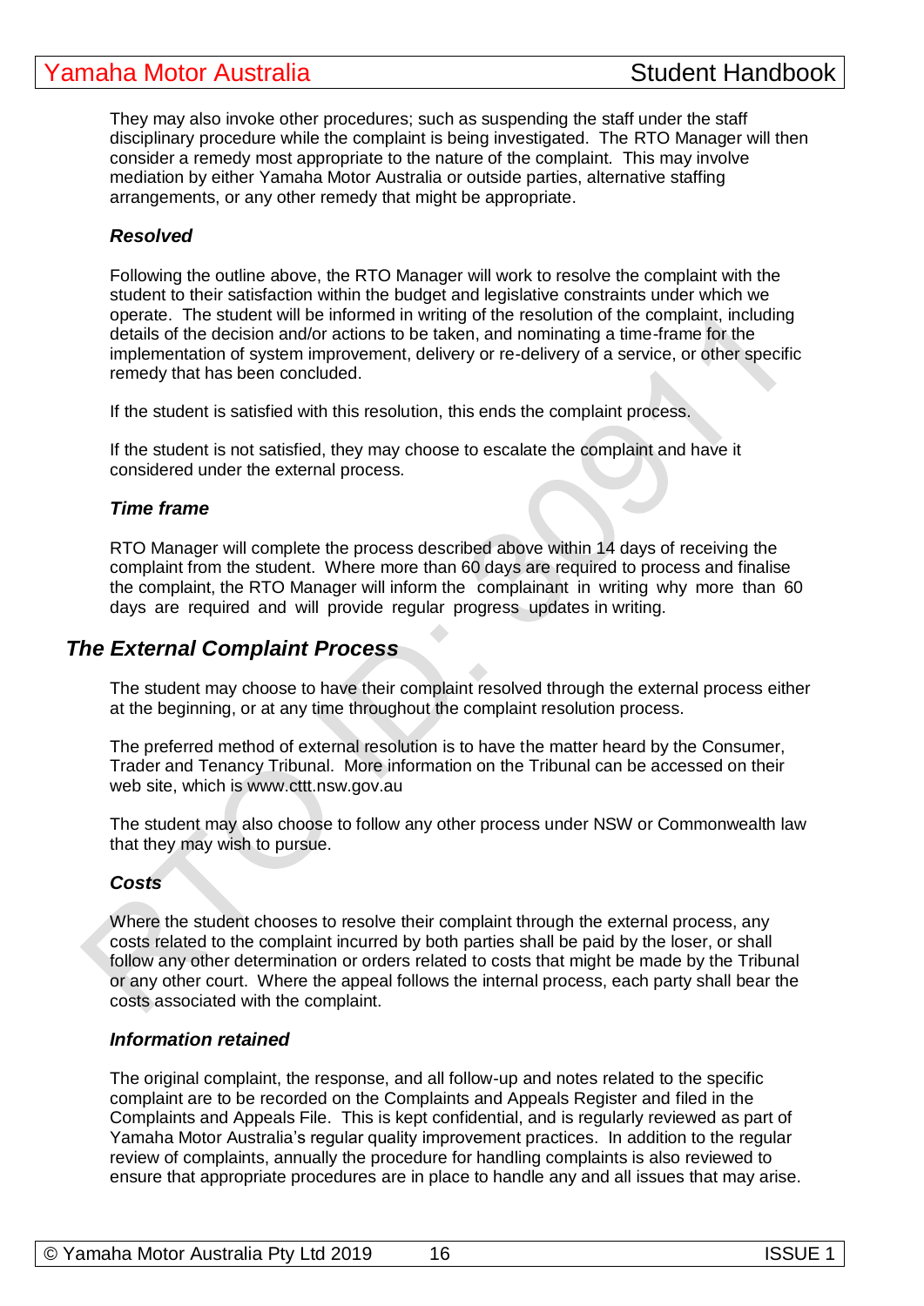They may also invoke other procedures; such as suspending the staff under the staff disciplinary procedure while the complaint is being investigated. The RTO Manager will then consider a remedy most appropriate to the nature of the complaint. This may involve mediation by either Yamaha Motor Australia or outside parties, alternative staffing arrangements, or any other remedy that might be appropriate.

### *Resolved*

Following the outline above, the RTO Manager will work to resolve the complaint with the student to their satisfaction within the budget and legislative constraints under which we operate. The student will be informed in writing of the resolution of the complaint, including details of the decision and/or actions to be taken, and nominating a time-frame for the implementation of system improvement, delivery or re-delivery of a service, or other specific remedy that has been concluded.

If the student is satisfied with this resolution, this ends the complaint process.

If the student is not satisfied, they may choose to escalate the complaint and have it considered under the external process.

### *Time frame*

RTO Manager will complete the process described above within 14 days of receiving the complaint from the student. Where more than 60 days are required to process and finalise the complaint, the RTO Manager will inform the complainant in writing why more than 60 days are required and will provide regular progress updates in writing.

## *The External Complaint Process*

The student may choose to have their complaint resolved through the external process either at the beginning, or at any time throughout the complaint resolution process.

The preferred method of external resolution is to have the matter heard by the Consumer, Trader and Tenancy Tribunal. More information on the Tribunal can be accessed on their web site, which is www.cttt.nsw.gov.au

The student may also choose to follow any other process under NSW or Commonwealth law that they may wish to pursue.

### *Costs*

Where the student chooses to resolve their complaint through the external process, any costs related to the complaint incurred by both parties shall be paid by the loser, or shall follow any other determination or orders related to costs that might be made by the Tribunal or any other court. Where the appeal follows the internal process, each party shall bear the costs associated with the complaint.

### *Information retained*

The original complaint, the response, and all follow-up and notes related to the specific complaint are to be recorded on the Complaints and Appeals Register and filed in the Complaints and Appeals File. This is kept confidential, and is regularly reviewed as part of Yamaha Motor Australia's regular quality improvement practices. In addition to the regular review of complaints, annually the procedure for handling complaints is also reviewed to ensure that appropriate procedures are in place to handle any and all issues that may arise.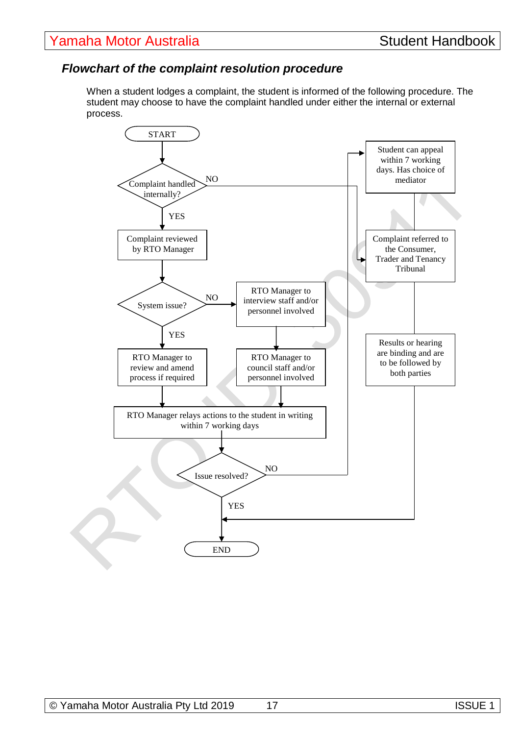### *Flowchart of the complaint resolution procedure*

When a student lodges a complaint, the student is informed of the following procedure. The student may choose to have the complaint handled under either the internal or external process.

START

Complaint handled internally?

NO

YES

Complaint reviewed by RTO Manager

System issue?

NO

YES

RTO Manager to interview staff and/or personnel involved

RTO Manager to review and amend process if required

RTO Manager to council staff and/or personnel involved

RTO Manager relays actions to the student in writing within 7 working days

Issue resolved?

NO

YES

END

Student can appeal within 7 working days. Has choice of mediator

Complaint referred to the Consumer, Trader and Tenancy Tribunal

Results or hearing are binding and are to be followed by both parties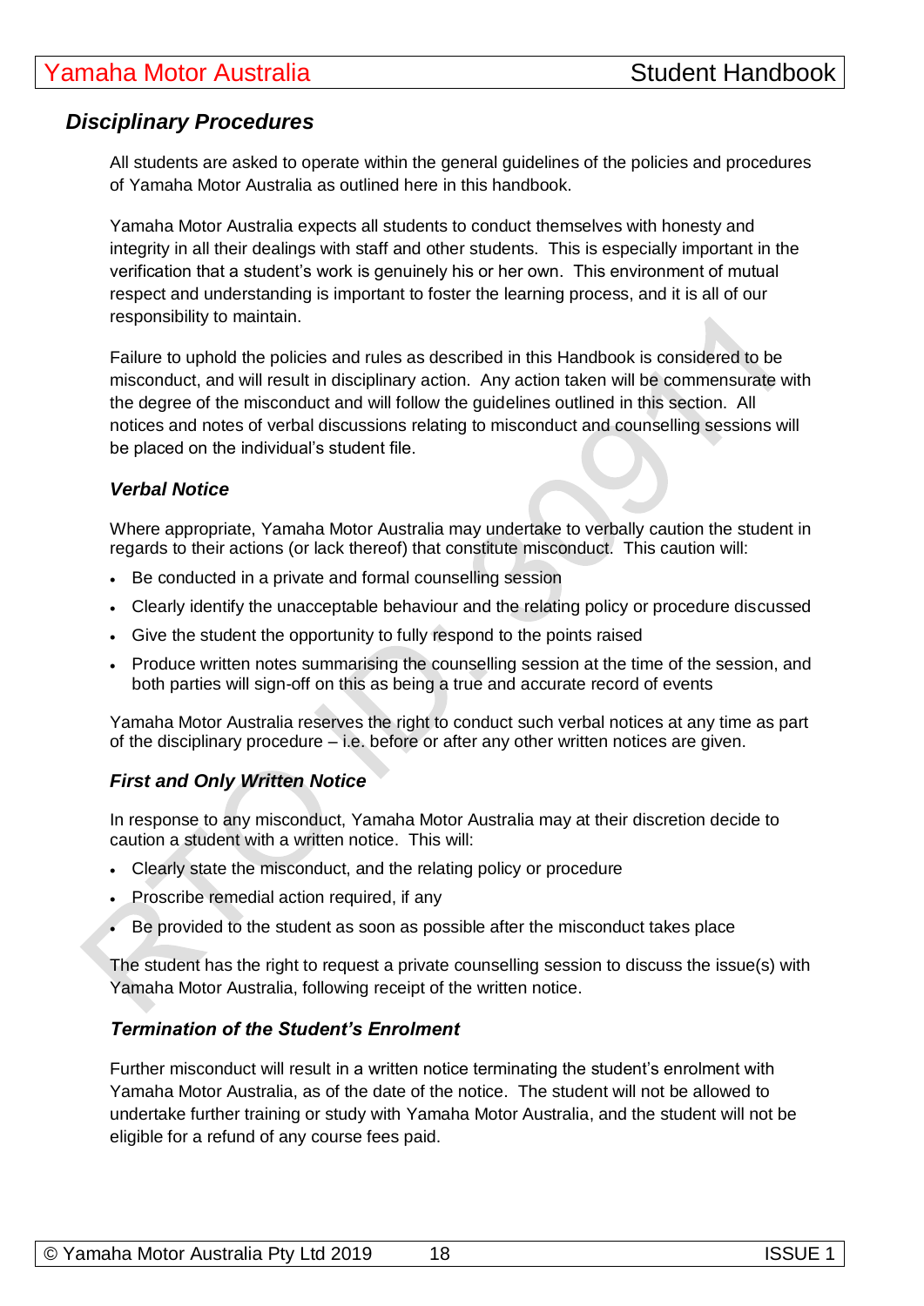## *Disciplinary Procedures*

All students are asked to operate within the general guidelines of the policies and procedures of Yamaha Motor Australia as outlined here in this handbook.

Yamaha Motor Australia expects all students to conduct themselves with honesty and integrity in all their dealings with staff and other students. This is especially important in the verification that a student's work is genuinely his or her own. This environment of mutual respect and understanding is important to foster the learning process, and it is all of our responsibility to maintain.

Failure to uphold the policies and rules as described in this Handbook is considered to be misconduct, and will result in disciplinary action. Any action taken will be commensurate with the degree of the misconduct and will follow the guidelines outlined in this section. All notices and notes of verbal discussions relating to misconduct and counselling sessions will be placed on the individual's student file.

### *Verbal Notice*

Where appropriate, Yamaha Motor Australia may undertake to verbally caution the student in regards to their actions (or lack thereof) that constitute misconduct. This caution will:

- Be conducted in a private and formal counselling session
- Clearly identify the unacceptable behaviour and the relating policy or procedure discussed
- Give the student the opportunity to fully respond to the points raised
- Produce written notes summarising the counselling session at the time of the session, and both parties will sign-off on this as being a true and accurate record of events

Yamaha Motor Australia reserves the right to conduct such verbal notices at any time as part of the disciplinary procedure – i.e. before or after any other written notices are given.

### *First and Only Written Notice*

In response to any misconduct, Yamaha Motor Australia may at their discretion decide to caution a student with a written notice. This will:

- Clearly state the misconduct, and the relating policy or procedure
- Proscribe remedial action required, if any
- Be provided to the student as soon as possible after the misconduct takes place

The student has the right to request a private counselling session to discuss the issue(s) with Yamaha Motor Australia, following receipt of the written notice.

### *Termination of the Student's Enrolment*

Further misconduct will result in a written notice terminating the student's enrolment with Yamaha Motor Australia, as of the date of the notice. The student will not be allowed to undertake further training or study with Yamaha Motor Australia, and the student will not be eligible for a refund of any course fees paid.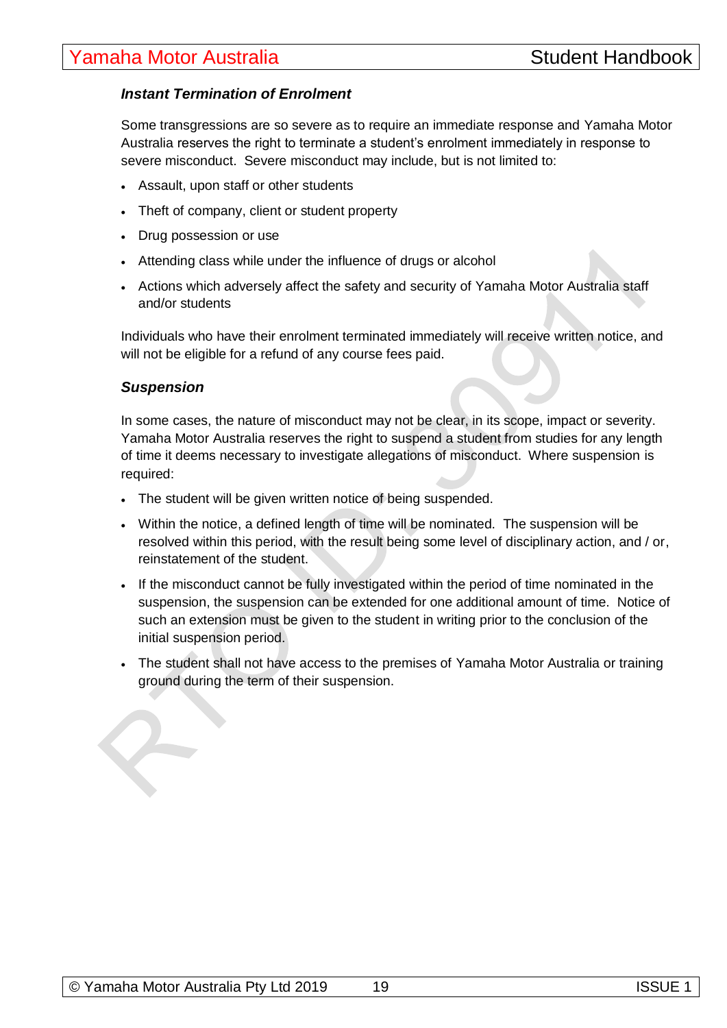***Instant Termination of Enrolment***

Some transgressions are so severe as to require an immediate response and Yamaha Motor Australia reserves the right to terminate a student's enrolment immediately in response to severe misconduct. Severe misconduct may include, but is not limited to:

- Assault, upon staff or other students
- Theft of company, client or student property
- Drug possession or use
- Attending class while under the influence of drugs or alcohol
- Actions which adversely affect the safety and security of Yamaha Motor Australia staff and/or students

Individuals who have their enrolment terminated immediately will receive written notice, and will not be eligible for a refund of any course fees paid.

***Suspension***

In some cases, the nature of misconduct may not be clear, in its scope, impact or severity. Yamaha Motor Australia reserves the right to suspend a student from studies for any length of time it deems necessary to investigate allegations of misconduct. Where suspension is required:

- The student will be given written notice of being suspended.
- Within the notice, a defined length of time will be nominated. The suspension will be resolved within this period, with the result being some level of disciplinary action, and / or, reinstatement of the student.
- If the misconduct cannot be fully investigated within the period of time nominated in the suspension, the suspension can be extended for one additional amount of time. Notice of such an extension must be given to the student in writing prior to the conclusion of the initial suspension period.
- The student shall not have access to the premises of Yamaha Motor Australia or training ground during the term of their suspension.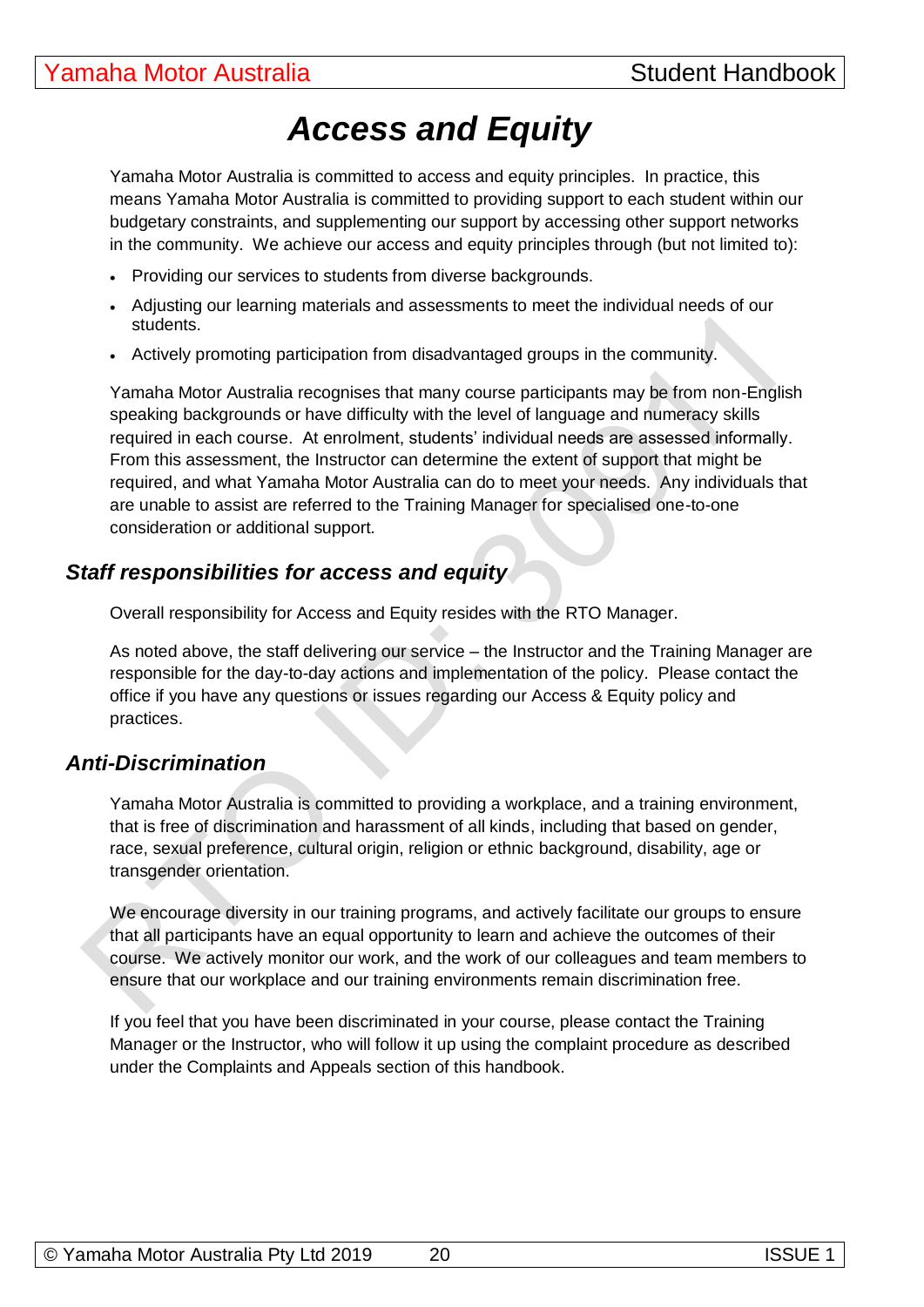# *Access and Equity*

Yamaha Motor Australia is committed to access and equity principles. In practice, this means Yamaha Motor Australia is committed to providing support to each student within our budgetary constraints, and supplementing our support by accessing other support networks in the community. We achieve our access and equity principles through (but not limited to):

- Providing our services to students from diverse backgrounds.
- Adjusting our learning materials and assessments to meet the individual needs of our students.
- Actively promoting participation from disadvantaged groups in the community.

Yamaha Motor Australia recognises that many course participants may be from non-English speaking backgrounds or have difficulty with the level of language and numeracy skills required in each course. At enrolment, students' individual needs are assessed informally. From this assessment, the Instructor can determine the extent of support that might be required, and what Yamaha Motor Australia can do to meet your needs. Any individuals that are unable to assist are referred to the Training Manager for specialised one-to-one consideration or additional support.

## *Staff responsibilities for access and equity*

Overall responsibility for Access and Equity resides with the RTO Manager.

As noted above, the staff delivering our service – the Instructor and the Training Manager are responsible for the day-to-day actions and implementation of the policy. Please contact the office if you have any questions or issues regarding our Access & Equity policy and practices.

## *Anti-Discrimination*

Yamaha Motor Australia is committed to providing a workplace, and a training environment, that is free of discrimination and harassment of all kinds, including that based on gender, race, sexual preference, cultural origin, religion or ethnic background, disability, age or transgender orientation.

We encourage diversity in our training programs, and actively facilitate our groups to ensure that all participants have an equal opportunity to learn and achieve the outcomes of their course. We actively monitor our work, and the work of our colleagues and team members to ensure that our workplace and our training environments remain discrimination free.

If you feel that you have been discriminated in your course, please contact the Training Manager or the Instructor, who will follow it up using the complaint procedure as described under the Complaints and Appeals section of this handbook.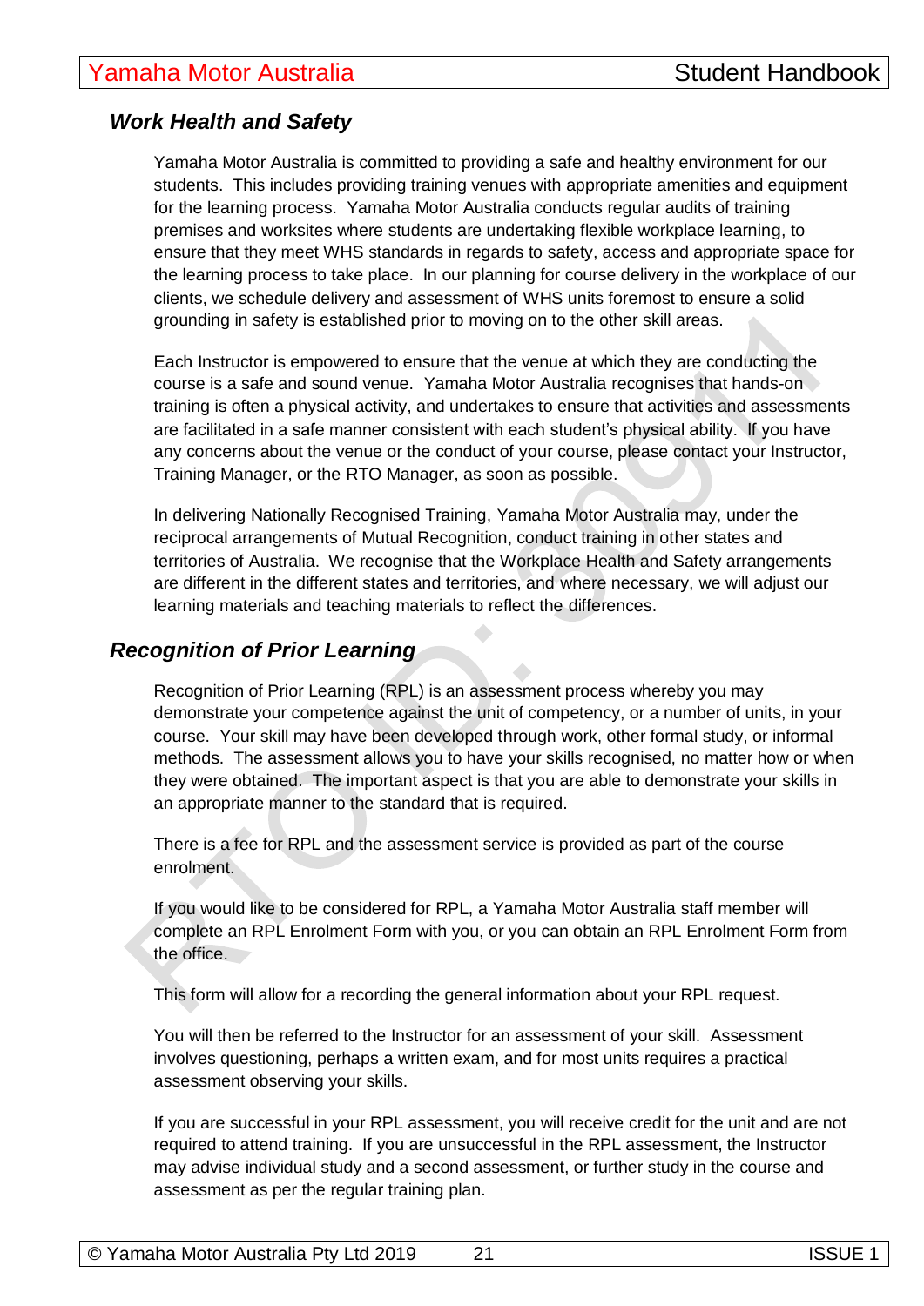## *Work Health and Safety*

Yamaha Motor Australia is committed to providing a safe and healthy environment for our students. This includes providing training venues with appropriate amenities and equipment for the learning process. Yamaha Motor Australia conducts regular audits of training premises and worksites where students are undertaking flexible workplace learning, to ensure that they meet WHS standards in regards to safety, access and appropriate space for the learning process to take place. In our planning for course delivery in the workplace of our clients, we schedule delivery and assessment of WHS units foremost to ensure a solid grounding in safety is established prior to moving on to the other skill areas.

Each Instructor is empowered to ensure that the venue at which they are conducting the course is a safe and sound venue. Yamaha Motor Australia recognises that hands-on training is often a physical activity, and undertakes to ensure that activities and assessments are facilitated in a safe manner consistent with each student's physical ability. If you have any concerns about the venue or the conduct of your course, please contact your Instructor, Training Manager, or the RTO Manager, as soon as possible.

In delivering Nationally Recognised Training, Yamaha Motor Australia may, under the reciprocal arrangements of Mutual Recognition, conduct training in other states and territories of Australia. We recognise that the Workplace Health and Safety arrangements are different in the different states and territories, and where necessary, we will adjust our learning materials and teaching materials to reflect the differences.

## *Recognition of Prior Learning*

Recognition of Prior Learning (RPL) is an assessment process whereby you may demonstrate your competence against the unit of competency, or a number of units, in your course. Your skill may have been developed through work, other formal study, or informal methods. The assessment allows you to have your skills recognised, no matter how or when they were obtained. The important aspect is that you are able to demonstrate your skills in an appropriate manner to the standard that is required.

There is a fee for RPL and the assessment service is provided as part of the course enrolment.

If you would like to be considered for RPL, a Yamaha Motor Australia staff member will complete an RPL Enrolment Form with you, or you can obtain an RPL Enrolment Form from the office.

This form will allow for a recording the general information about your RPL request.

You will then be referred to the Instructor for an assessment of your skill. Assessment involves questioning, perhaps a written exam, and for most units requires a practical assessment observing your skills.

If you are successful in your RPL assessment, you will receive credit for the unit and are not required to attend training. If you are unsuccessful in the RPL assessment, the Instructor may advise individual study and a second assessment, or further study in the course and assessment as per the regular training plan.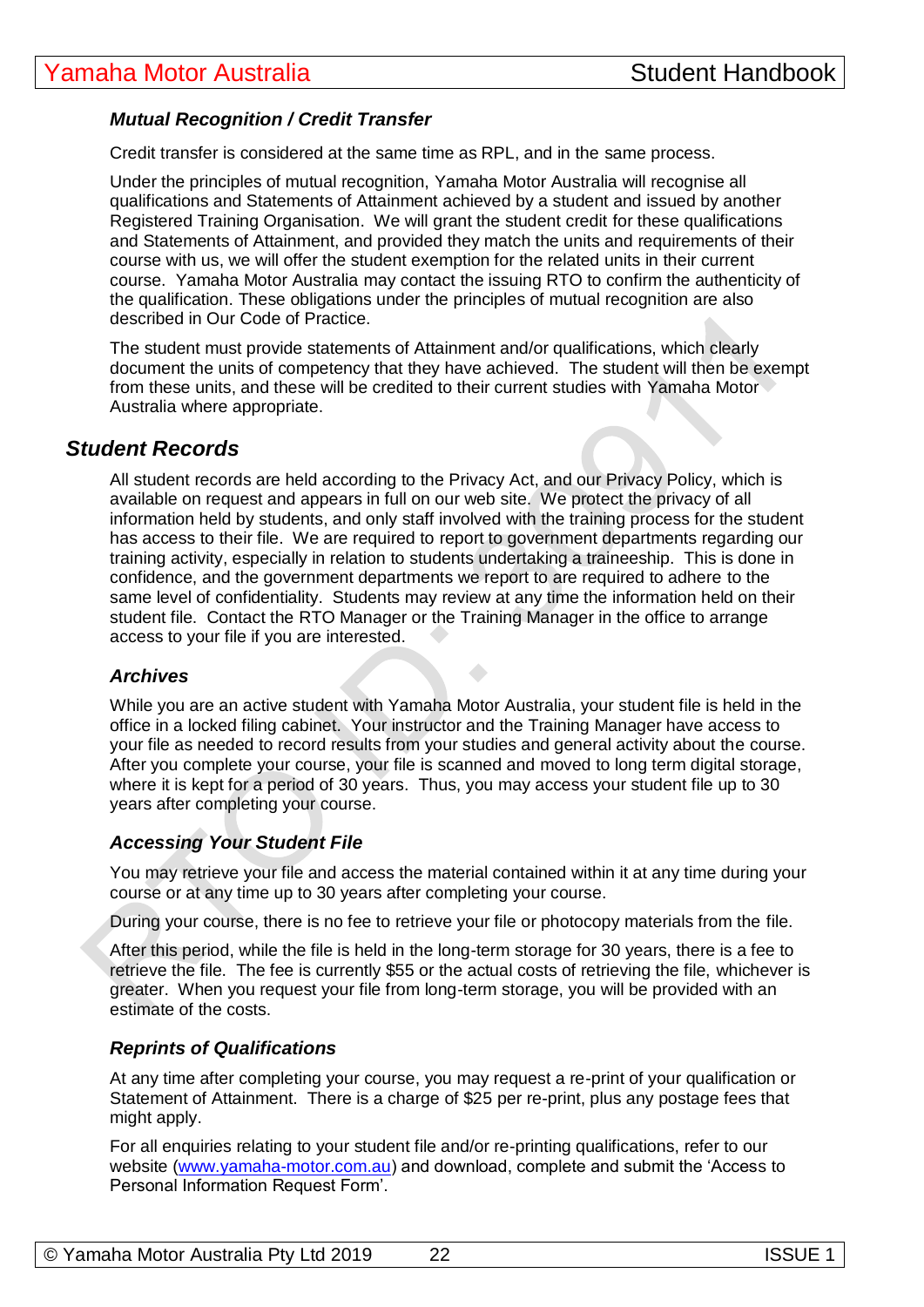### *Mutual Recognition / Credit Transfer*

Credit transfer is considered at the same time as RPL, and in the same process.

Under the principles of mutual recognition, Yamaha Motor Australia will recognise all qualifications and Statements of Attainment achieved by a student and issued by another Registered Training Organisation. We will grant the student credit for these qualifications and Statements of Attainment, and provided they match the units and requirements of their course with us, we will offer the student exemption for the related units in their current course. Yamaha Motor Australia may contact the issuing RTO to confirm the authenticity of the qualification. These obligations under the principles of mutual recognition are also described in Our Code of Practice.

The student must provide statements of Attainment and/or qualifications, which clearly document the units of competency that they have achieved. The student will then be exempt from these units, and these will be credited to their current studies with Yamaha Motor Australia where appropriate.

## *Student Records*

All student records are held according to the Privacy Act, and our Privacy Policy, which is available on request and appears in full on our web site. We protect the privacy of all information held by students, and only staff involved with the training process for the student has access to their file. We are required to report to government departments regarding our training activity, especially in relation to students undertaking a traineeship. This is done in confidence, and the government departments we report to are required to adhere to the same level of confidentiality. Students may review at any time the information held on their student file. Contact the RTO Manager or the Training Manager in the office to arrange access to your file if you are interested.

### *Archives*

While you are an active student with Yamaha Motor Australia, your student file is held in the office in a locked filing cabinet. Your instructor and the Training Manager have access to your file as needed to record results from your studies and general activity about the course. After you complete your course, your file is scanned and moved to long term digital storage, where it is kept for a period of 30 years. Thus, you may access your student file up to 30 years after completing your course.

### *Accessing Your Student File*

You may retrieve your file and access the material contained within it at any time during your course or at any time up to 30 years after completing your course.

During your course, there is no fee to retrieve your file or photocopy materials from the file.

After this period, while the file is held in the long-term storage for 30 years, there is a fee to retrieve the file. The fee is currently $55 or the actual costs of retrieving the file, whichever is greater. When you request your file from long-term storage, you will be provided with an estimate of the costs.

### *Reprints of Qualifications*

At any time after completing your course, you may request a re-print of your qualification or Statement of Attainment. There is a charge of $25 per re-print, plus any postage fees that might apply.

For all enquiries relating to your student file and/or re-printing qualifications, refer to our website (www.yamaha-motor.com.au) and download, complete and submit the 'Access to Personal Information Request Form'.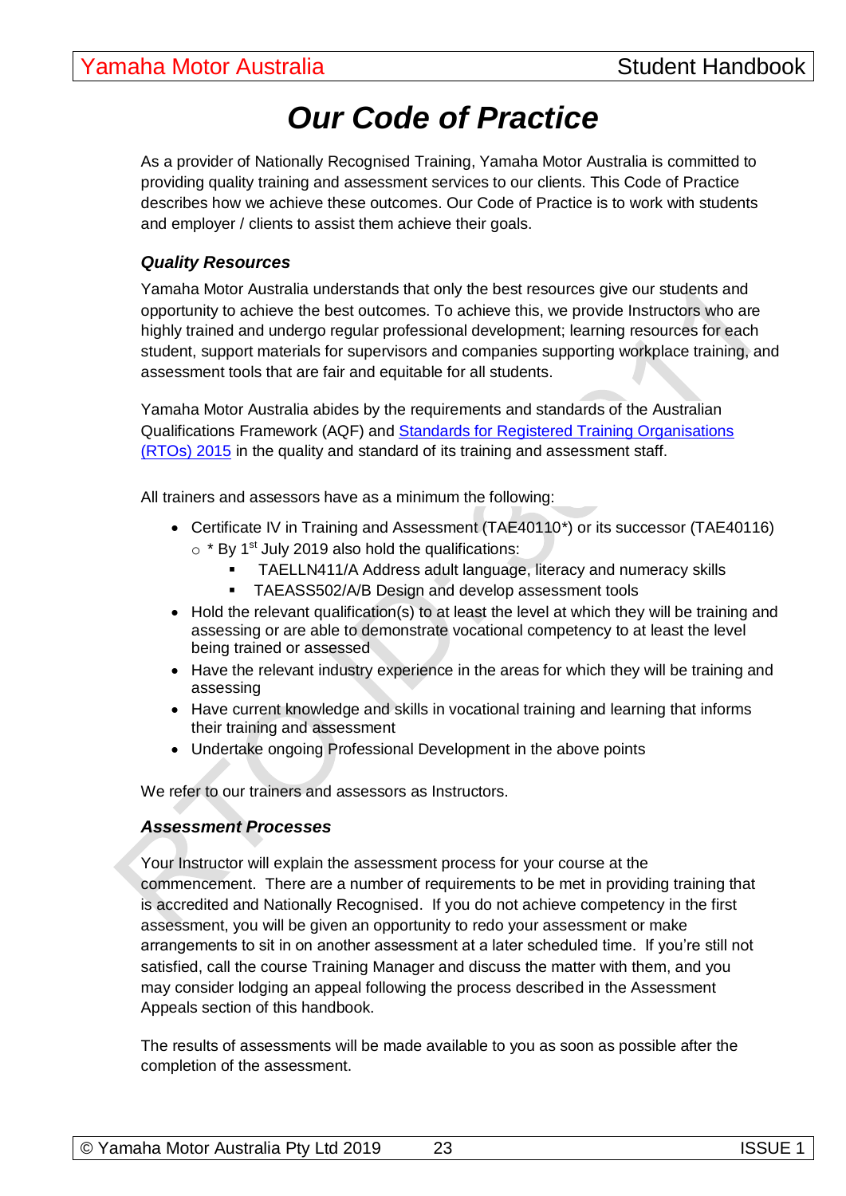# Our Code of Practice

As a provider of Nationally Recognised Training, Yamaha Motor Australia is committed to providing quality training and assessment services to our clients. This Code of Practice describes how we achieve these outcomes. Our Code of Practice is to work with students and employer / clients to assist them achieve their goals.

### *Quality Resources*

Yamaha Motor Australia understands that only the best resources give our students and opportunity to achieve the best outcomes. To achieve this, we provide Instructors who are highly trained and undergo regular professional development; learning resources for each student, support materials for supervisors and companies supporting workplace training, and assessment tools that are fair and equitable for all students.

Yamaha Motor Australia abides by the requirements and standards of the Australian Qualifications Framework (AQF) and [Standards for Registered Training Organisations (RTOs) 2015] in the quality and standard of its training and assessment staff.

All trainers and assessors have as a minimum the following:

- Certificate IV in Training and Assessment (TAE40110*) or its successor (TAE40116)
    - * By 1st July 2019 also hold the qualifications:
        - TAELLN411/A Address adult language, literacy and numeracy skills
        - TAEASS502/A/B Design and develop assessment tools
- Hold the relevant qualification(s) to at least the level at which they will be training and assessing or are able to demonstrate vocational competency to at least the level being trained or assessed
- Have the relevant industry experience in the areas for which they will be training and assessing
- Have current knowledge and skills in vocational training and learning that informs their training and assessment
- Undertake ongoing Professional Development in the above points

We refer to our trainers and assessors as Instructors.

### *Assessment Processes*

Your Instructor will explain the assessment process for your course at the commencement. There are a number of requirements to be met in providing training that is accredited and Nationally Recognised. If you do not achieve competency in the first assessment, you will be given an opportunity to redo your assessment or make arrangements to sit in on another assessment at a later scheduled time. If you're still not satisfied, call the course Training Manager and discuss the matter with them, and you may consider lodging an appeal following the process described in the Assessment Appeals section of this handbook.

The results of assessments will be made available to you as soon as possible after the completion of the assessment.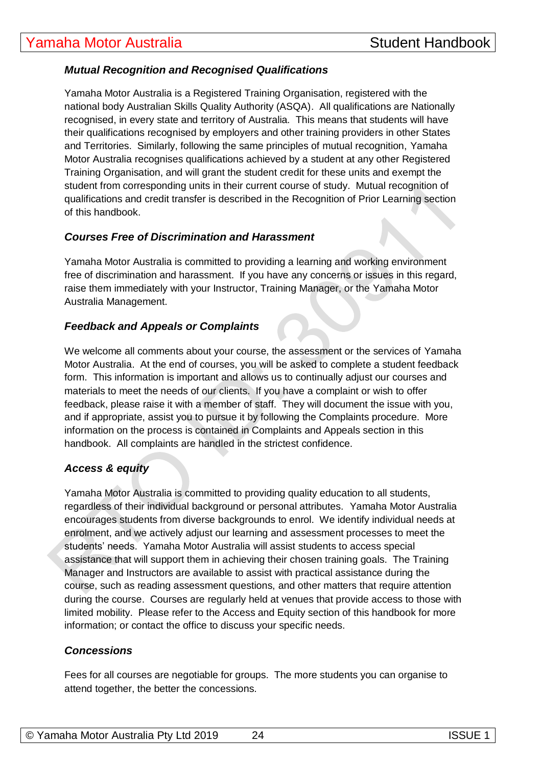### *Mutual Recognition and Recognised Qualifications*

Yamaha Motor Australia is a Registered Training Organisation, registered with the national body Australian Skills Quality Authority (ASQA). All qualifications are Nationally recognised, in every state and territory of Australia. This means that students will have their qualifications recognised by employers and other training providers in other States and Territories. Similarly, following the same principles of mutual recognition, Yamaha Motor Australia recognises qualifications achieved by a student at any other Registered Training Organisation, and will grant the student credit for these units and exempt the student from corresponding units in their current course of study. Mutual recognition of qualifications and credit transfer is described in the Recognition of Prior Learning section of this handbook.

### *Courses Free of Discrimination and Harassment*

Yamaha Motor Australia is committed to providing a learning and working environment free of discrimination and harassment. If you have any concerns or issues in this regard, raise them immediately with your Instructor, Training Manager, or the Yamaha Motor Australia Management.

### *Feedback and Appeals or Complaints*

We welcome all comments about your course, the assessment or the services of Yamaha Motor Australia. At the end of courses, you will be asked to complete a student feedback form. This information is important and allows us to continually adjust our courses and materials to meet the needs of our clients. If you have a complaint or wish to offer feedback, please raise it with a member of staff. They will document the issue with you, and if appropriate, assist you to pursue it by following the Complaints procedure. More information on the process is contained in Complaints and Appeals section in this handbook. All complaints are handled in the strictest confidence.

### *Access & equity*

Yamaha Motor Australia is committed to providing quality education to all students, regardless of their individual background or personal attributes. Yamaha Motor Australia encourages students from diverse backgrounds to enrol. We identify individual needs at enrolment, and we actively adjust our learning and assessment processes to meet the students' needs. Yamaha Motor Australia will assist students to access special assistance that will support them in achieving their chosen training goals. The Training Manager and Instructors are available to assist with practical assistance during the course, such as reading assessment questions, and other matters that require attention during the course. Courses are regularly held at venues that provide access to those with limited mobility. Please refer to the Access and Equity section of this handbook for more information; or contact the office to discuss your specific needs.

### *Concessions*

Fees for all courses are negotiable for groups. The more students you can organise to attend together, the better the concessions.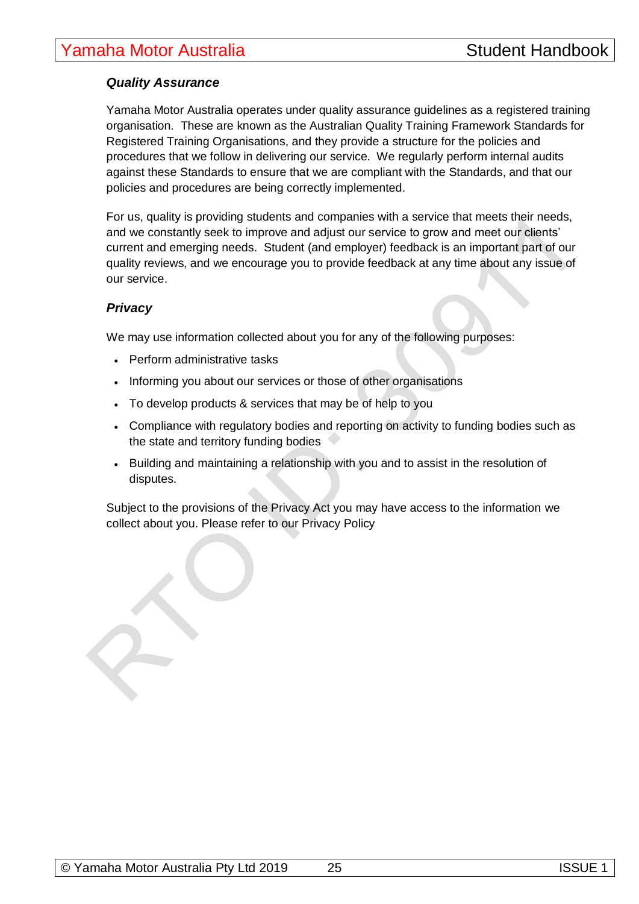### *Quality Assurance*

Yamaha Motor Australia operates under quality assurance guidelines as a registered training organisation. These are known as the Australian Quality Training Framework Standards for Registered Training Organisations, and they provide a structure for the policies and procedures that we follow in delivering our service. We regularly perform internal audits against these Standards to ensure that we are compliant with the Standards, and that our policies and procedures are being correctly implemented.

For us, quality is providing students and companies with a service that meets their needs, and we constantly seek to improve and adjust our service to grow and meet our clients' current and emerging needs. Student (and employer) feedback is an important part of our quality reviews, and we encourage you to provide feedback at any time about any issue of our service.

### *Privacy*

We may use information collected about you for any of the following purposes:

- Perform administrative tasks
- Informing you about our services or those of other organisations
- To develop products & services that may be of help to you
- Compliance with regulatory bodies and reporting on activity to funding bodies such as the state and territory funding bodies
- Building and maintaining a relationship with you and to assist in the resolution of disputes.

Subject to the provisions of the Privacy Act you may have access to the information we collect about you. Please refer to our Privacy Policy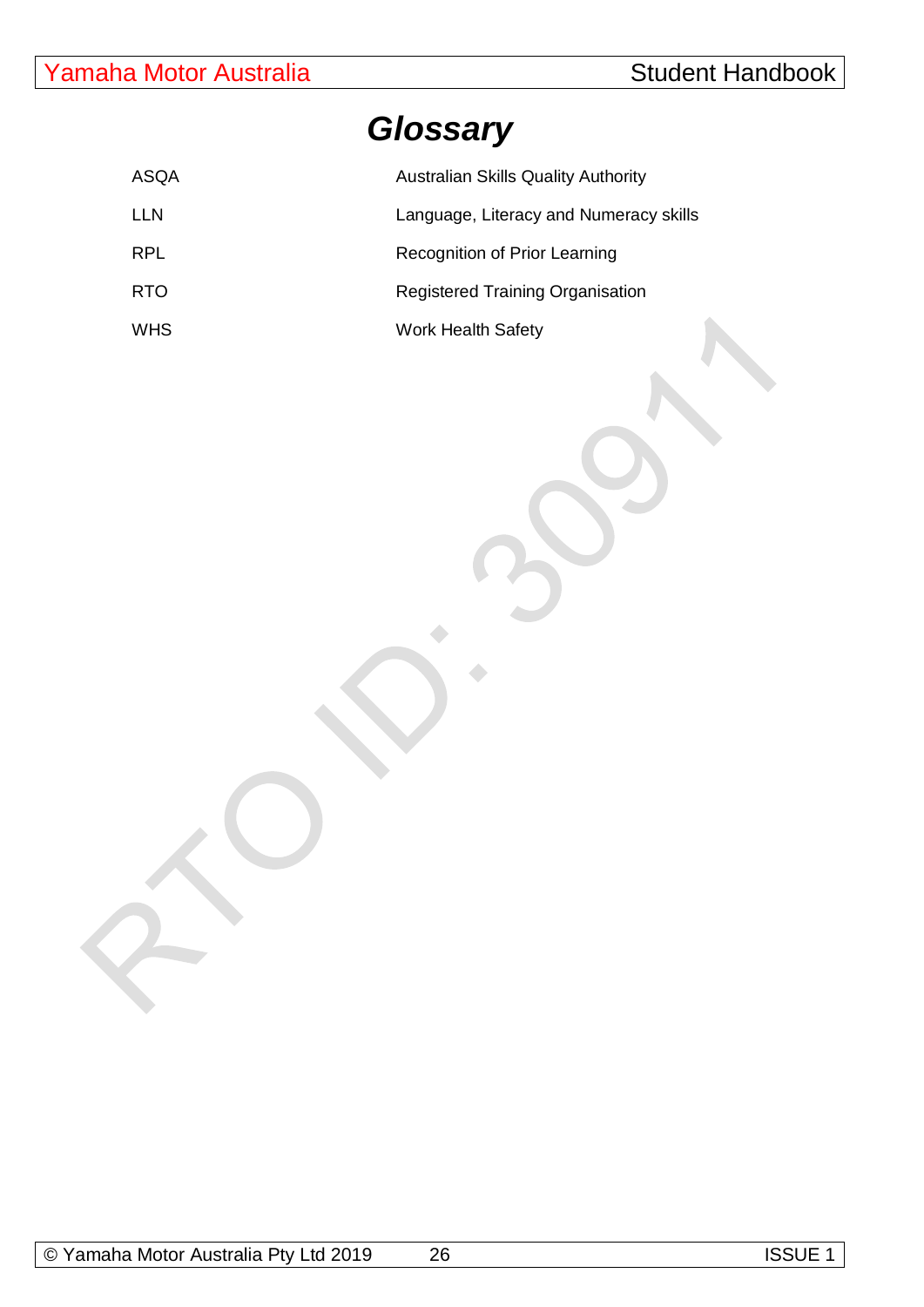# Glossary

| | |
|---|---|
| ASQA | Australian Skills Quality Authority |
| LLN | Language, Literacy and Numeracy skills |
| RPL | Recognition of Prior Learning |
| RTO | Registered Training Organisation |
| WHS | Work Health Safety |